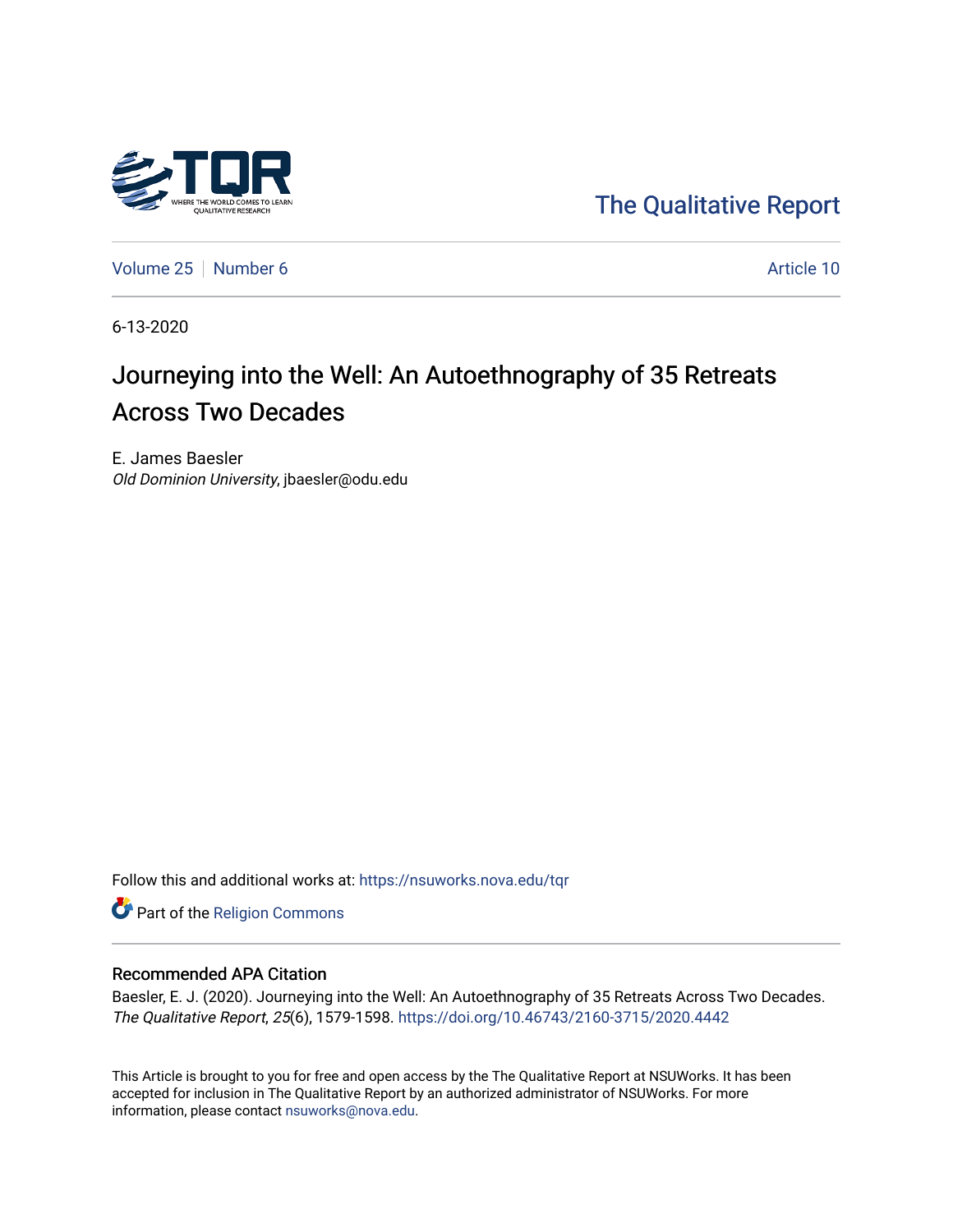The Qualitative Report

Volume 25 | Number 6 | Article 10

6-13-2020

# Journeying into the Well: An Autoethnography of 35 Retreats Across Two Decades

E. James Baesler
*Old Dominion University*, jbaesler@odu.edu

Follow this and additional works at: https://nsuworks.nova.edu/tqr

Part of the Religion Commons

## Recommended APA Citation

Baesler, E. J. (2020). Journeying into the Well: An Autoethnography of 35 Retreats Across Two Decades. *The Qualitative Report*, *25*(6), 1579-1598. https://doi.org/10.46743/2160-3715/2020.4442

This Article is brought to you for free and open access by the The Qualitative Report at NSUWorks. It has been accepted for inclusion in The Qualitative Report by an authorized administrator of NSUWorks. For more information, please contact nsuworks@nova.edu.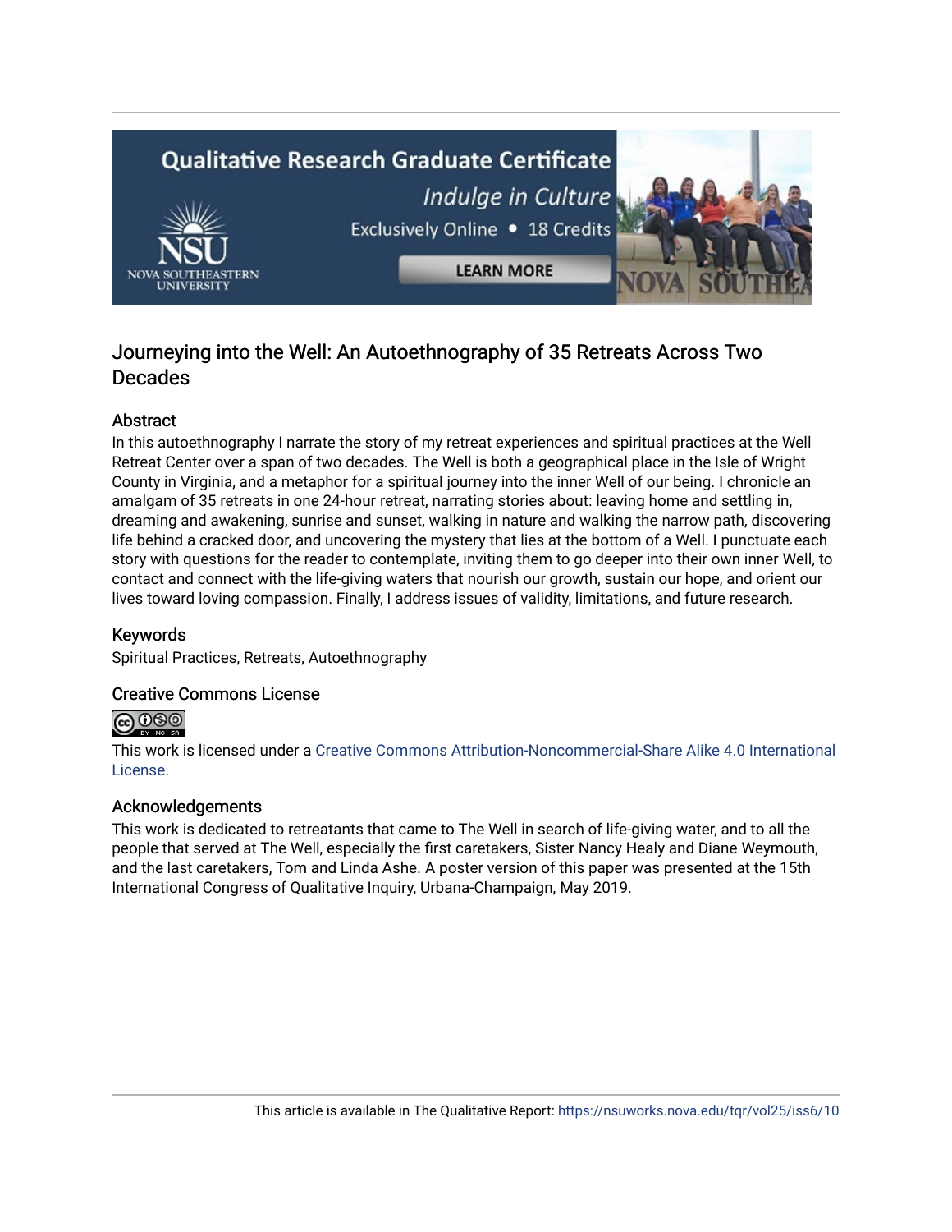## Journeying into the Well: An Autoethnography of 35 Retreats Across Two Decades

### Abstract

In this autoethnography I narrate the story of my retreat experiences and spiritual practices at the Well Retreat Center over a span of two decades. The Well is both a geographical place in the Isle of Wright County in Virginia, and a metaphor for a spiritual journey into the inner Well of our being. I chronicle an amalgam of 35 retreats in one 24-hour retreat, narrating stories about: leaving home and settling in, dreaming and awakening, sunrise and sunset, walking in nature and walking the narrow path, discovering life behind a cracked door, and uncovering the mystery that lies at the bottom of a Well. I punctuate each story with questions for the reader to contemplate, inviting them to go deeper into their own inner Well, to contact and connect with the life-giving waters that nourish our growth, sustain our hope, and orient our lives toward loving compassion. Finally, I address issues of validity, limitations, and future research.

### Keywords

Spiritual Practices, Retreats, Autoethnography

### Creative Commons License

This work is licensed under a Creative Commons Attribution-Noncommercial-Share Alike 4.0 International License.

### Acknowledgements

This work is dedicated to retreatants that came to The Well in search of life-giving water, and to all the people that served at The Well, especially the first caretakers, Sister Nancy Healy and Diane Weymouth, and the last caretakers, Tom and Linda Ashe. A poster version of this paper was presented at the 15th International Congress of Qualitative Inquiry, Urbana-Champaign, May 2019.

This article is available in The Qualitative Report: https://nsuworks.nova.edu/tqr/vol25/iss6/10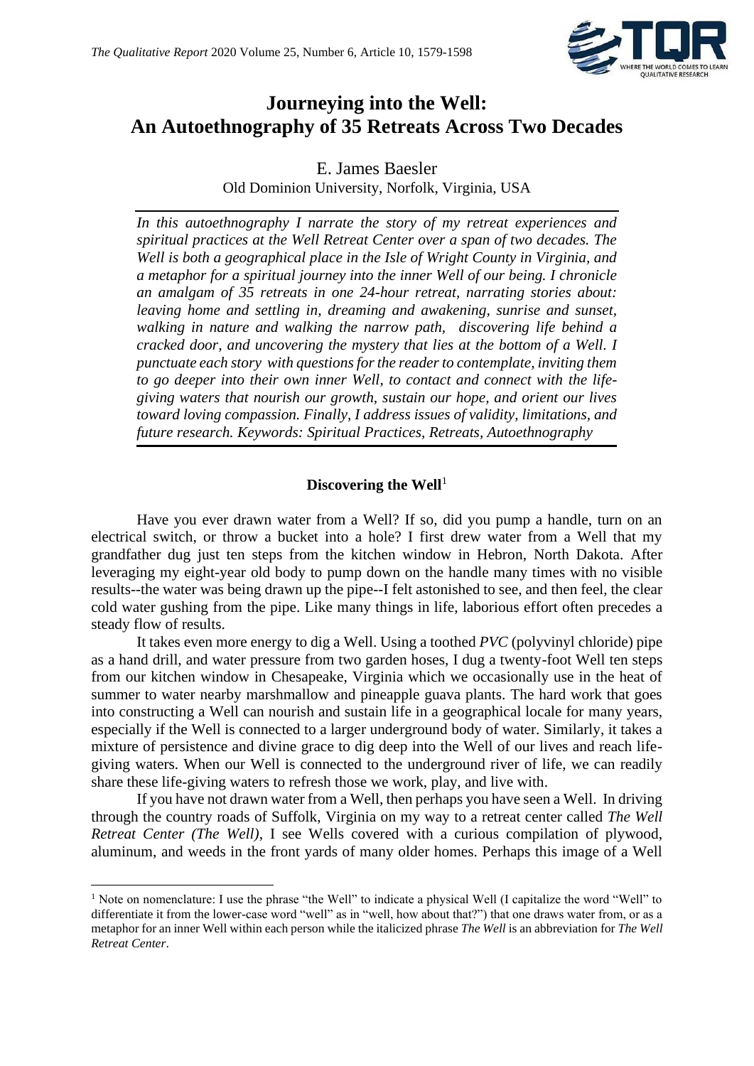# Journeying into the Well: An Autoethnography of 35 Retreats Across Two Decades

E. James Baesler

Old Dominion University, Norfolk, Virginia, USA

*In this autoethnography I narrate the story of my retreat experiences and spiritual practices at the Well Retreat Center over a span of two decades. The Well is both a geographical place in the Isle of Wright County in Virginia, and a metaphor for a spiritual journey into the inner Well of our being. I chronicle an amalgam of 35 retreats in one 24-hour retreat, narrating stories about: leaving home and settling in, dreaming and awakening, sunrise and sunset, walking in nature and walking the narrow path, discovering life behind a cracked door, and uncovering the mystery that lies at the bottom of a Well. I punctuate each story with questions for the reader to contemplate, inviting them to go deeper into their own inner Well, to contact and connect with the life-giving waters that nourish our growth, sustain our hope, and orient our lives toward loving compassion. Finally, I address issues of validity, limitations, and future research. Keywords: Spiritual Practices, Retreats, Autoethnography*

## Discovering the Well[1]

Have you ever drawn water from a Well? If so, did you pump a handle, turn on an electrical switch, or throw a bucket into a hole? I first drew water from a Well that my grandfather dug just ten steps from the kitchen window in Hebron, North Dakota. After leveraging my eight-year old body to pump down on the handle many times with no visible results--the water was being drawn up the pipe--I felt astonished to see, and then feel, the clear cold water gushing from the pipe. Like many things in life, laborious effort often precedes a steady flow of results.

It takes even more energy to dig a Well. Using a toothed *PVC* (polyvinyl chloride) pipe as a hand drill, and water pressure from two garden hoses, I dug a twenty-foot Well ten steps from our kitchen window in Chesapeake, Virginia which we occasionally use in the heat of summer to water nearby marshmallow and pineapple guava plants. The hard work that goes into constructing a Well can nourish and sustain life in a geographical locale for many years, especially if the Well is connected to a larger underground body of water. Similarly, it takes a mixture of persistence and divine grace to dig deep into the Well of our lives and reach life-giving waters. When our Well is connected to the underground river of life, we can readily share these life-giving waters to refresh those we work, play, and live with.

If you have not drawn water from a Well, then perhaps you have seen a Well. In driving through the country roads of Suffolk, Virginia on my way to a retreat center called *The Well Retreat Center (The Well)*, I see Wells covered with a curious compilation of plywood, aluminum, and weeds in the front yards of many older homes. Perhaps this image of a Well

---

[1] Note on nomenclature: I use the phrase "the Well" to indicate a physical Well (I capitalize the word "Well" to differentiate it from the lower-case word "well" as in "well, how about that?") that one draws water from, or as a metaphor for an inner Well within each person while the italicized phrase *The Well* is an abbreviation for *The Well Retreat Center*.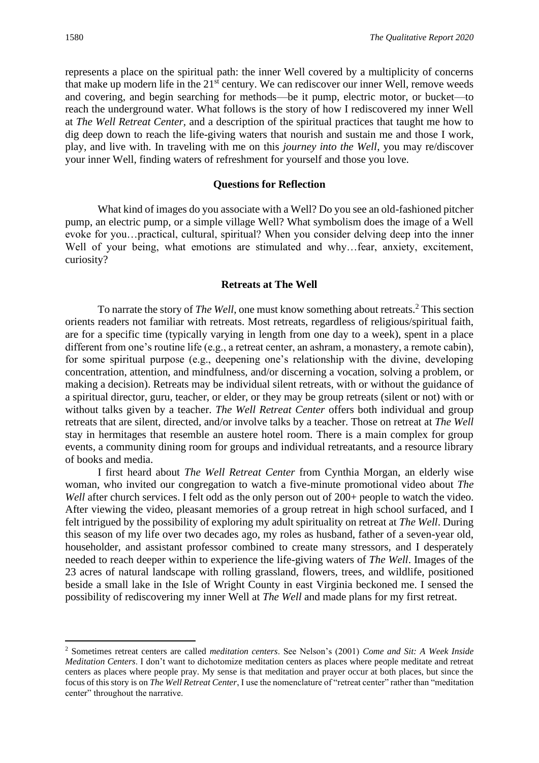represents a place on the spiritual path: the inner Well covered by a multiplicity of concerns that make up modern life in the 21st century. We can rediscover our inner Well, remove weeds and covering, and begin searching for methods—be it pump, electric motor, or bucket—to reach the underground water. What follows is the story of how I rediscovered my inner Well at *The Well Retreat Center*, and a description of the spiritual practices that taught me how to dig deep down to reach the life-giving waters that nourish and sustain me and those I work, play, and live with. In traveling with me on this *journey into the Well*, you may re/discover your inner Well, finding waters of refreshment for yourself and those you love.

### Questions for Reflection

What kind of images do you associate with a Well? Do you see an old-fashioned pitcher pump, an electric pump, or a simple village Well? What symbolism does the image of a Well evoke for you…practical, cultural, spiritual? When you consider delving deep into the inner Well of your being, what emotions are stimulated and why…fear, anxiety, excitement, curiosity?

### Retreats at The Well

To narrate the story of *The Well*, one must know something about retreats.[2] This section orients readers not familiar with retreats. Most retreats, regardless of religious/spiritual faith, are for a specific time (typically varying in length from one day to a week), spent in a place different from one's routine life (e.g., a retreat center, an ashram, a monastery, a remote cabin), for some spiritual purpose (e.g., deepening one's relationship with the divine, developing concentration, attention, and mindfulness, and/or discerning a vocation, solving a problem, or making a decision). Retreats may be individual silent retreats, with or without the guidance of a spiritual director, guru, teacher, or elder, or they may be group retreats (silent or not) with or without talks given by a teacher. *The Well Retreat Center* offers both individual and group retreats that are silent, directed, and/or involve talks by a teacher. Those on retreat at *The Well* stay in hermitages that resemble an austere hotel room. There is a main complex for group events, a community dining room for groups and individual retreatants, and a resource library of books and media.

I first heard about *The Well Retreat Center* from Cynthia Morgan, an elderly wise woman, who invited our congregation to watch a five-minute promotional video about *The Well* after church services. I felt odd as the only person out of 200+ people to watch the video. After viewing the video, pleasant memories of a group retreat in high school surfaced, and I felt intrigued by the possibility of exploring my adult spirituality on retreat at *The Well*. During this season of my life over two decades ago, my roles as husband, father of a seven-year old, householder, and assistant professor combined to create many stressors, and I desperately needed to reach deeper within to experience the life-giving waters of *The Well*. Images of the 23 acres of natural landscape with rolling grassland, flowers, trees, and wildlife, positioned beside a small lake in the Isle of Wright County in east Virginia beckoned me. I sensed the possibility of rediscovering my inner Well at *The Well* and made plans for my first retreat.

---

[2] Sometimes retreat centers are called *meditation centers*. See Nelson's (2001) *Come and Sit: A Week Inside Meditation Centers*. I don't want to dichotomize meditation centers as places where people meditate and retreat centers as places where people pray. My sense is that meditation and prayer occur at both places, but since the focus of this story is on *The Well Retreat Center*, I use the nomenclature of "retreat center" rather than "meditation center" throughout the narrative.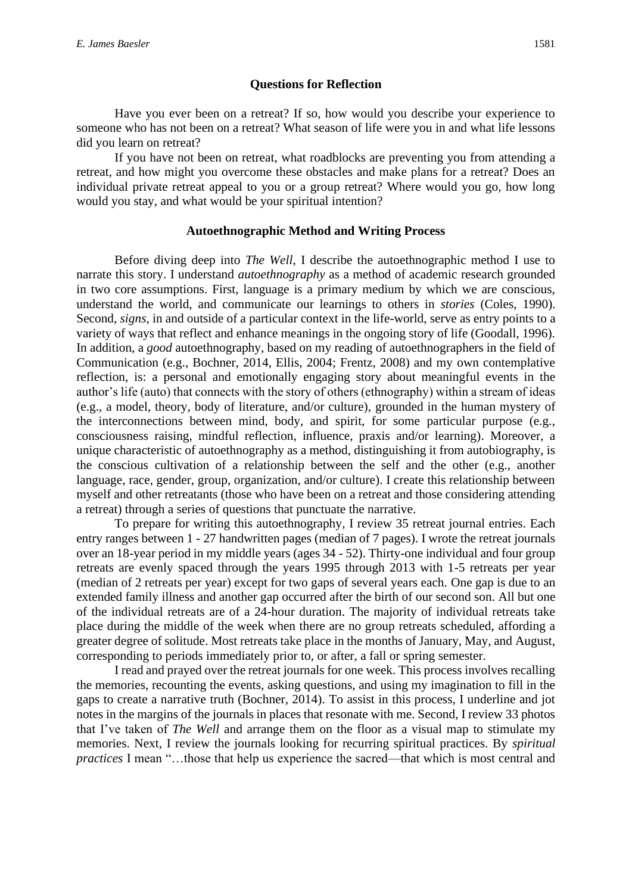## Questions for Reflection

Have you ever been on a retreat? If so, how would you describe your experience to someone who has not been on a retreat? What season of life were you in and what life lessons did you learn on retreat?

If you have not been on retreat, what roadblocks are preventing you from attending a retreat, and how might you overcome these obstacles and make plans for a retreat? Does an individual private retreat appeal to you or a group retreat? Where would you go, how long would you stay, and what would be your spiritual intention?

## Autoethnographic Method and Writing Process

Before diving deep into *The Well*, I describe the autoethnographic method I use to narrate this story. I understand *autoethnography* as a method of academic research grounded in two core assumptions. First, language is a primary medium by which we are conscious, understand the world, and communicate our learnings to others in *stories* (Coles, 1990). Second, *signs*, in and outside of a particular context in the life-world, serve as entry points to a variety of ways that reflect and enhance meanings in the ongoing story of life (Goodall, 1996). In addition, a *good* autoethnography, based on my reading of autoethnographers in the field of Communication (e.g., Bochner, 2014, Ellis, 2004; Frentz, 2008) and my own contemplative reflection, is: a personal and emotionally engaging story about meaningful events in the author's life (auto) that connects with the story of others (ethnography) within a stream of ideas (e.g., a model, theory, body of literature, and/or culture), grounded in the human mystery of the interconnections between mind, body, and spirit, for some particular purpose (e.g., consciousness raising, mindful reflection, influence, praxis and/or learning). Moreover, a unique characteristic of autoethnography as a method, distinguishing it from autobiography, is the conscious cultivation of a relationship between the self and the other (e.g., another language, race, gender, group, organization, and/or culture). I create this relationship between myself and other retreatants (those who have been on a retreat and those considering attending a retreat) through a series of questions that punctuate the narrative.

To prepare for writing this autoethnography, I review 35 retreat journal entries. Each entry ranges between 1 - 27 handwritten pages (median of 7 pages). I wrote the retreat journals over an 18-year period in my middle years (ages 34 - 52). Thirty-one individual and four group retreats are evenly spaced through the years 1995 through 2013 with 1-5 retreats per year (median of 2 retreats per year) except for two gaps of several years each. One gap is due to an extended family illness and another gap occurred after the birth of our second son. All but one of the individual retreats are of a 24-hour duration. The majority of individual retreats take place during the middle of the week when there are no group retreats scheduled, affording a greater degree of solitude. Most retreats take place in the months of January, May, and August, corresponding to periods immediately prior to, or after, a fall or spring semester.

I read and prayed over the retreat journals for one week. This process involves recalling the memories, recounting the events, asking questions, and using my imagination to fill in the gaps to create a narrative truth (Bochner, 2014). To assist in this process, I underline and jot notes in the margins of the journals in places that resonate with me. Second, I review 33 photos that I've taken of *The Well* and arrange them on the floor as a visual map to stimulate my memories. Next, I review the journals looking for recurring spiritual practices. By *spiritual practices* I mean "…those that help us experience the sacred—that which is most central and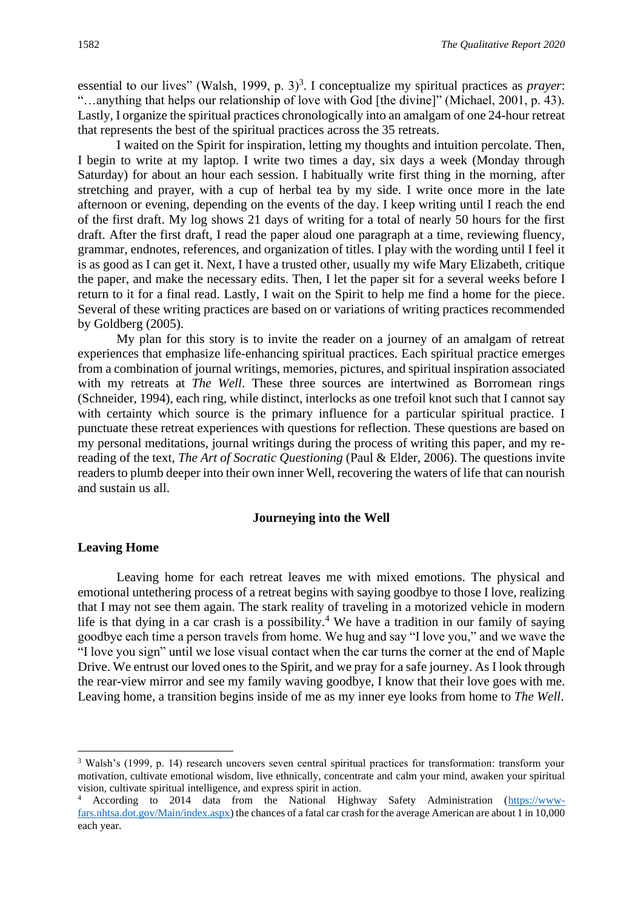essential to our lives" (Walsh, 1999, p. 3)[3]. I conceptualize my spiritual practices as *prayer*: "…anything that helps our relationship of love with God [the divine]" (Michael, 2001, p. 43). Lastly, I organize the spiritual practices chronologically into an amalgam of one 24-hour retreat that represents the best of the spiritual practices across the 35 retreats.

I waited on the Spirit for inspiration, letting my thoughts and intuition percolate. Then, I begin to write at my laptop. I write two times a day, six days a week (Monday through Saturday) for about an hour each session. I habitually write first thing in the morning, after stretching and prayer, with a cup of herbal tea by my side. I write once more in the late afternoon or evening, depending on the events of the day. I keep writing until I reach the end of the first draft. My log shows 21 days of writing for a total of nearly 50 hours for the first draft. After the first draft, I read the paper aloud one paragraph at a time, reviewing fluency, grammar, endnotes, references, and organization of titles. I play with the wording until I feel it is as good as I can get it. Next, I have a trusted other, usually my wife Mary Elizabeth, critique the paper, and make the necessary edits. Then, I let the paper sit for a several weeks before I return to it for a final read. Lastly, I wait on the Spirit to help me find a home for the piece. Several of these writing practices are based on or variations of writing practices recommended by Goldberg (2005).

My plan for this story is to invite the reader on a journey of an amalgam of retreat experiences that emphasize life-enhancing spiritual practices. Each spiritual practice emerges from a combination of journal writings, memories, pictures, and spiritual inspiration associated with my retreats at *The Well*. These three sources are intertwined as Borromean rings (Schneider, 1994), each ring, while distinct, interlocks as one trefoil knot such that I cannot say with certainty which source is the primary influence for a particular spiritual practice. I punctuate these retreat experiences with questions for reflection. These questions are based on my personal meditations, journal writings during the process of writing this paper, and my re-reading of the text, *The Art of Socratic Questioning* (Paul & Elder, 2006). The questions invite readers to plumb deeper into their own inner Well, recovering the waters of life that can nourish and sustain us all.

## Journeying into the Well

### Leaving Home

Leaving home for each retreat leaves me with mixed emotions. The physical and emotional untethering process of a retreat begins with saying goodbye to those I love, realizing that I may not see them again. The stark reality of traveling in a motorized vehicle in modern life is that dying in a car crash is a possibility.[4] We have a tradition in our family of saying goodbye each time a person travels from home. We hug and say "I love you," and we wave the "I love you sign" until we lose visual contact when the car turns the corner at the end of Maple Drive. We entrust our loved ones to the Spirit, and we pray for a safe journey. As I look through the rear-view mirror and see my family waving goodbye, I know that their love goes with me. Leaving home, a transition begins inside of me as my inner eye looks from home to *The Well*.

---

[3] Walsh's (1999, p. 14) research uncovers seven central spiritual practices for transformation: transform your motivation, cultivate emotional wisdom, live ethnically, concentrate and calm your mind, awaken your spiritual vision, cultivate spiritual intelligence, and express spirit in action.

[4] According to 2014 data from the National Highway Safety Administration (https://www-fars.nhtsa.dot.gov/Main/index.aspx) the chances of a fatal car crash for the average American are about 1 in 10,000 each year.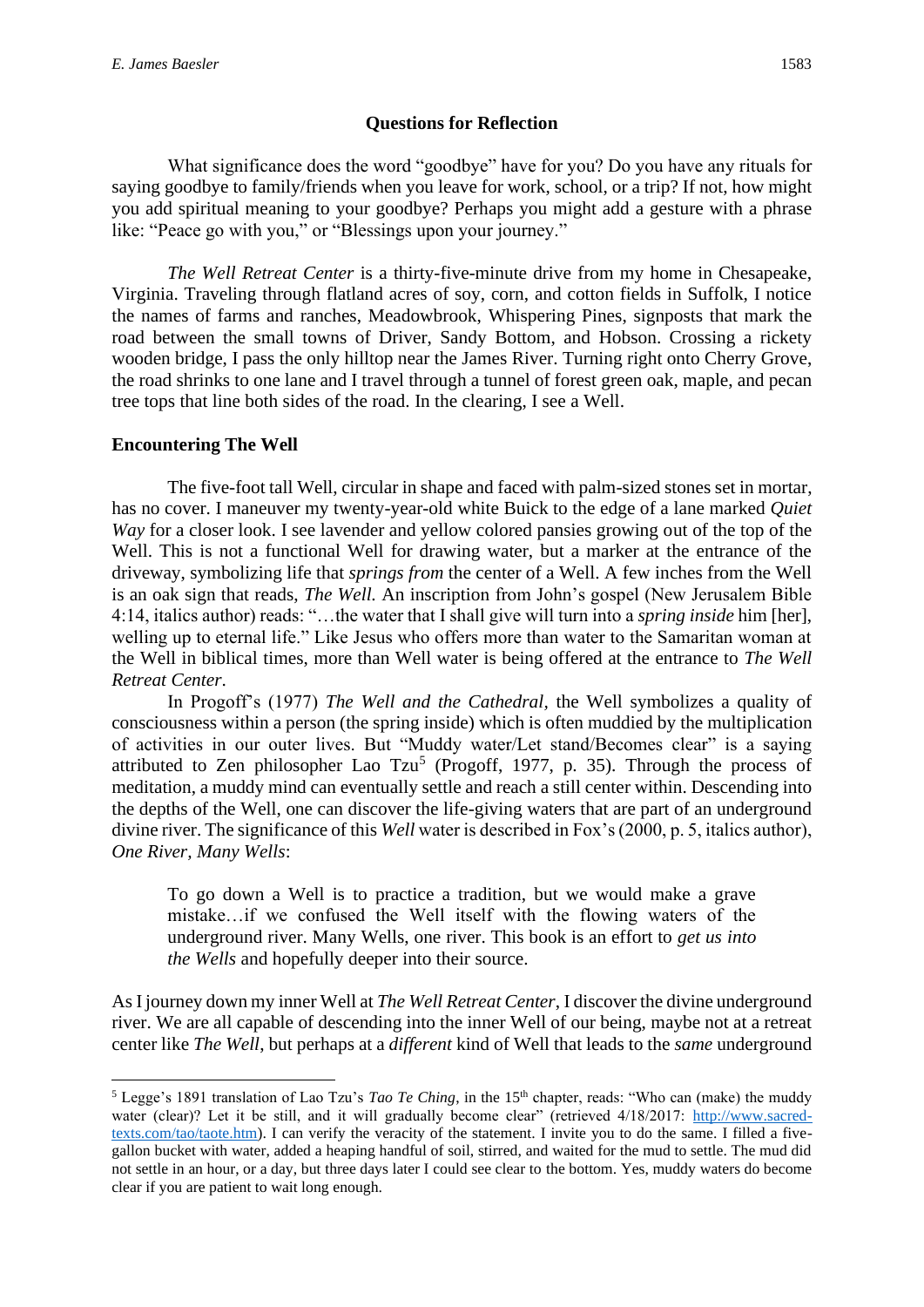### Questions for Reflection

What significance does the word "goodbye" have for you? Do you have any rituals for saying goodbye to family/friends when you leave for work, school, or a trip? If not, how might you add spiritual meaning to your goodbye? Perhaps you might add a gesture with a phrase like: "Peace go with you," or "Blessings upon your journey."

*The Well Retreat Center* is a thirty-five-minute drive from my home in Chesapeake, Virginia. Traveling through flatland acres of soy, corn, and cotton fields in Suffolk, I notice the names of farms and ranches, Meadowbrook, Whispering Pines, signposts that mark the road between the small towns of Driver, Sandy Bottom, and Hobson. Crossing a rickety wooden bridge, I pass the only hilltop near the James River. Turning right onto Cherry Grove, the road shrinks to one lane and I travel through a tunnel of forest green oak, maple, and pecan tree tops that line both sides of the road. In the clearing, I see a Well.

## Encountering The Well

The five-foot tall Well, circular in shape and faced with palm-sized stones set in mortar, has no cover. I maneuver my twenty-year-old white Buick to the edge of a lane marked *Quiet Way* for a closer look. I see lavender and yellow colored pansies growing out of the top of the Well. This is not a functional Well for drawing water, but a marker at the entrance of the driveway, symbolizing life that *springs from* the center of a Well. A few inches from the Well is an oak sign that reads, *The Well.* An inscription from John's gospel (New Jerusalem Bible 4:14, italics author) reads: "…the water that I shall give will turn into a *spring inside* him [her], welling up to eternal life." Like Jesus who offers more than water to the Samaritan woman at the Well in biblical times, more than Well water is being offered at the entrance to *The Well Retreat Center*.

In Progoff's (1977) *The Well and the Cathedral*, the Well symbolizes a quality of consciousness within a person (the spring inside) which is often muddied by the multiplication of activities in our outer lives. But "Muddy water/Let stand/Becomes clear" is a saying attributed to Zen philosopher Lao Tzu[5] (Progoff, 1977, p. 35). Through the process of meditation, a muddy mind can eventually settle and reach a still center within. Descending into the depths of the Well, one can discover the life-giving waters that are part of an underground divine river. The significance of this *Well* water is described in Fox's (2000, p. 5, italics author), *One River, Many Wells*:

> To go down a Well is to practice a tradition, but we would make a grave mistake…if we confused the Well itself with the flowing waters of the underground river. Many Wells, one river. This book is an effort to *get us into the Wells* and hopefully deeper into their source.

As I journey down my inner Well at *The Well Retreat Center*, I discover the divine underground river. We are all capable of descending into the inner Well of our being, maybe not at a retreat center like *The Well*, but perhaps at a *different* kind of Well that leads to the *same* underground

---

[5] Legge's 1891 translation of Lao Tzu's *Tao Te Ching*, in the 15th chapter, reads: "Who can (make) the muddy water (clear)? Let it be still, and it will gradually become clear" (retrieved 4/18/2017: http://www.sacred-texts.com/tao/taote.htm). I can verify the veracity of the statement. I invite you to do the same. I filled a five-gallon bucket with water, added a heaping handful of soil, stirred, and waited for the mud to settle. The mud did not settle in an hour, or a day, but three days later I could see clear to the bottom. Yes, muddy waters do become clear if you are patient to wait long enough.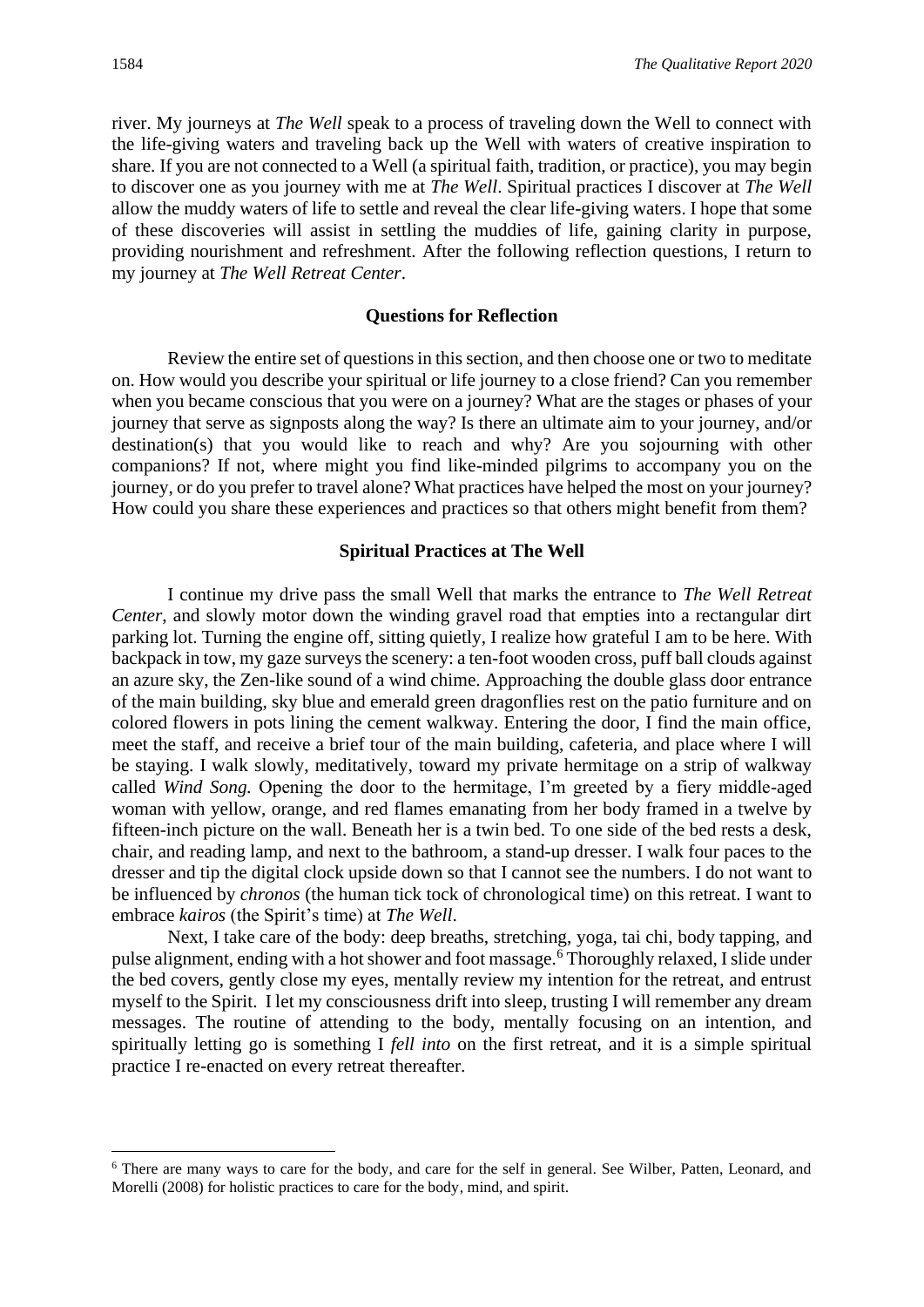river. My journeys at *The Well* speak to a process of traveling down the Well to connect with the life-giving waters and traveling back up the Well with waters of creative inspiration to share. If you are not connected to a Well (a spiritual faith, tradition, or practice), you may begin to discover one as you journey with me at *The Well*. Spiritual practices I discover at *The Well* allow the muddy waters of life to settle and reveal the clear life-giving waters. I hope that some of these discoveries will assist in settling the muddies of life, gaining clarity in purpose, providing nourishment and refreshment. After the following reflection questions, I return to my journey at *The Well Retreat Center*.

### Questions for Reflection

Review the entire set of questions in this section, and then choose one or two to meditate on. How would you describe your spiritual or life journey to a close friend? Can you remember when you became conscious that you were on a journey? What are the stages or phases of your journey that serve as signposts along the way? Is there an ultimate aim to your journey, and/or destination(s) that you would like to reach and why? Are you sojourning with other companions? If not, where might you find like-minded pilgrims to accompany you on the journey, or do you prefer to travel alone? What practices have helped the most on your journey? How could you share these experiences and practices so that others might benefit from them?

### Spiritual Practices at The Well

I continue my drive pass the small Well that marks the entrance to *The Well Retreat Center*, and slowly motor down the winding gravel road that empties into a rectangular dirt parking lot. Turning the engine off, sitting quietly, I realize how grateful I am to be here. With backpack in tow, my gaze surveys the scenery: a ten-foot wooden cross, puff ball clouds against an azure sky, the Zen-like sound of a wind chime. Approaching the double glass door entrance of the main building, sky blue and emerald green dragonflies rest on the patio furniture and on colored flowers in pots lining the cement walkway. Entering the door, I find the main office, meet the staff, and receive a brief tour of the main building, cafeteria, and place where I will be staying. I walk slowly, meditatively, toward my private hermitage on a strip of walkway called *Wind Song.* Opening the door to the hermitage, I'm greeted by a fiery middle-aged woman with yellow, orange, and red flames emanating from her body framed in a twelve by fifteen-inch picture on the wall. Beneath her is a twin bed. To one side of the bed rests a desk, chair, and reading lamp, and next to the bathroom, a stand-up dresser. I walk four paces to the dresser and tip the digital clock upside down so that I cannot see the numbers. I do not want to be influenced by *chronos* (the human tick tock of chronological time) on this retreat. I want to embrace *kairos* (the Spirit's time) at *The Well*.

Next, I take care of the body: deep breaths, stretching, yoga, tai chi, body tapping, and pulse alignment, ending with a hot shower and foot massage.[6] Thoroughly relaxed, I slide under the bed covers, gently close my eyes, mentally review my intention for the retreat, and entrust myself to the Spirit. I let my consciousness drift into sleep, trusting I will remember any dream messages. The routine of attending to the body, mentally focusing on an intention, and spiritually letting go is something I *fell into* on the first retreat, and it is a simple spiritual practice I re-enacted on every retreat thereafter.

---

[6] There are many ways to care for the body, and care for the self in general. See Wilber, Patten, Leonard, and Morelli (2008) for holistic practices to care for the body, mind, and spirit.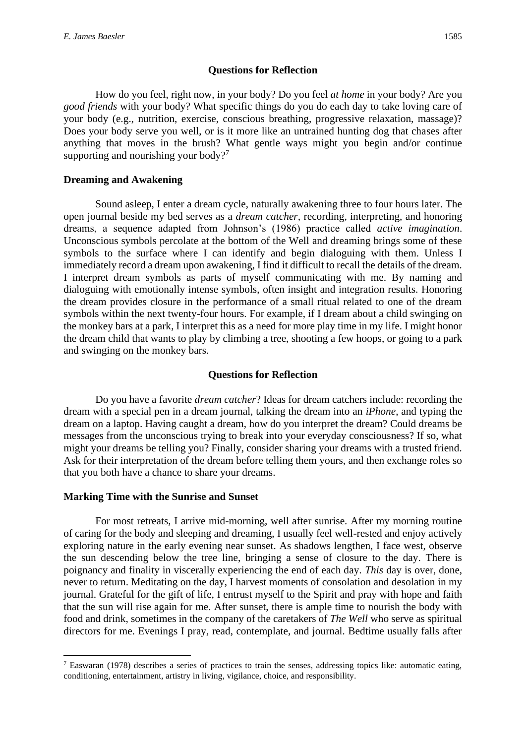### Questions for Reflection

How do you feel, right now, in your body? Do you feel *at home* in your body? Are you *good friends* with your body? What specific things do you do each day to take loving care of your body (e.g., nutrition, exercise, conscious breathing, progressive relaxation, massage)? Does your body serve you well, or is it more like an untrained hunting dog that chases after anything that moves in the brush? What gentle ways might you begin and/or continue supporting and nourishing your body?[7]

## Dreaming and Awakening

Sound asleep, I enter a dream cycle, naturally awakening three to four hours later. The open journal beside my bed serves as a *dream catcher*, recording, interpreting, and honoring dreams, a sequence adapted from Johnson's (1986) practice called *active imagination*. Unconscious symbols percolate at the bottom of the Well and dreaming brings some of these symbols to the surface where I can identify and begin dialoguing with them. Unless I immediately record a dream upon awakening, I find it difficult to recall the details of the dream. I interpret dream symbols as parts of myself communicating with me. By naming and dialoguing with emotionally intense symbols, often insight and integration results. Honoring the dream provides closure in the performance of a small ritual related to one of the dream symbols within the next twenty-four hours. For example, if I dream about a child swinging on the monkey bars at a park, I interpret this as a need for more play time in my life. I might honor the dream child that wants to play by climbing a tree, shooting a few hoops, or going to a park and swinging on the monkey bars.

### Questions for Reflection

Do you have a favorite *dream catcher*? Ideas for dream catchers include: recording the dream with a special pen in a dream journal, talking the dream into an *iPhone*, and typing the dream on a laptop. Having caught a dream, how do you interpret the dream? Could dreams be messages from the unconscious trying to break into your everyday consciousness? If so, what might your dreams be telling you? Finally, consider sharing your dreams with a trusted friend. Ask for their interpretation of the dream before telling them yours, and then exchange roles so that you both have a chance to share your dreams.

## Marking Time with the Sunrise and Sunset

For most retreats, I arrive mid-morning, well after sunrise. After my morning routine of caring for the body and sleeping and dreaming, I usually feel well-rested and enjoy actively exploring nature in the early evening near sunset. As shadows lengthen, I face west, observe the sun descending below the tree line, bringing a sense of closure to the day. There is poignancy and finality in viscerally experiencing the end of each day. *This* day is over, done, never to return. Meditating on the day, I harvest moments of consolation and desolation in my journal. Grateful for the gift of life, I entrust myself to the Spirit and pray with hope and faith that the sun will rise again for me. After sunset, there is ample time to nourish the body with food and drink, sometimes in the company of the caretakers of *The Well* who serve as spiritual directors for me. Evenings I pray, read, contemplate, and journal. Bedtime usually falls after

---

[7] Easwaran (1978) describes a series of practices to train the senses, addressing topics like: automatic eating, conditioning, entertainment, artistry in living, vigilance, choice, and responsibility.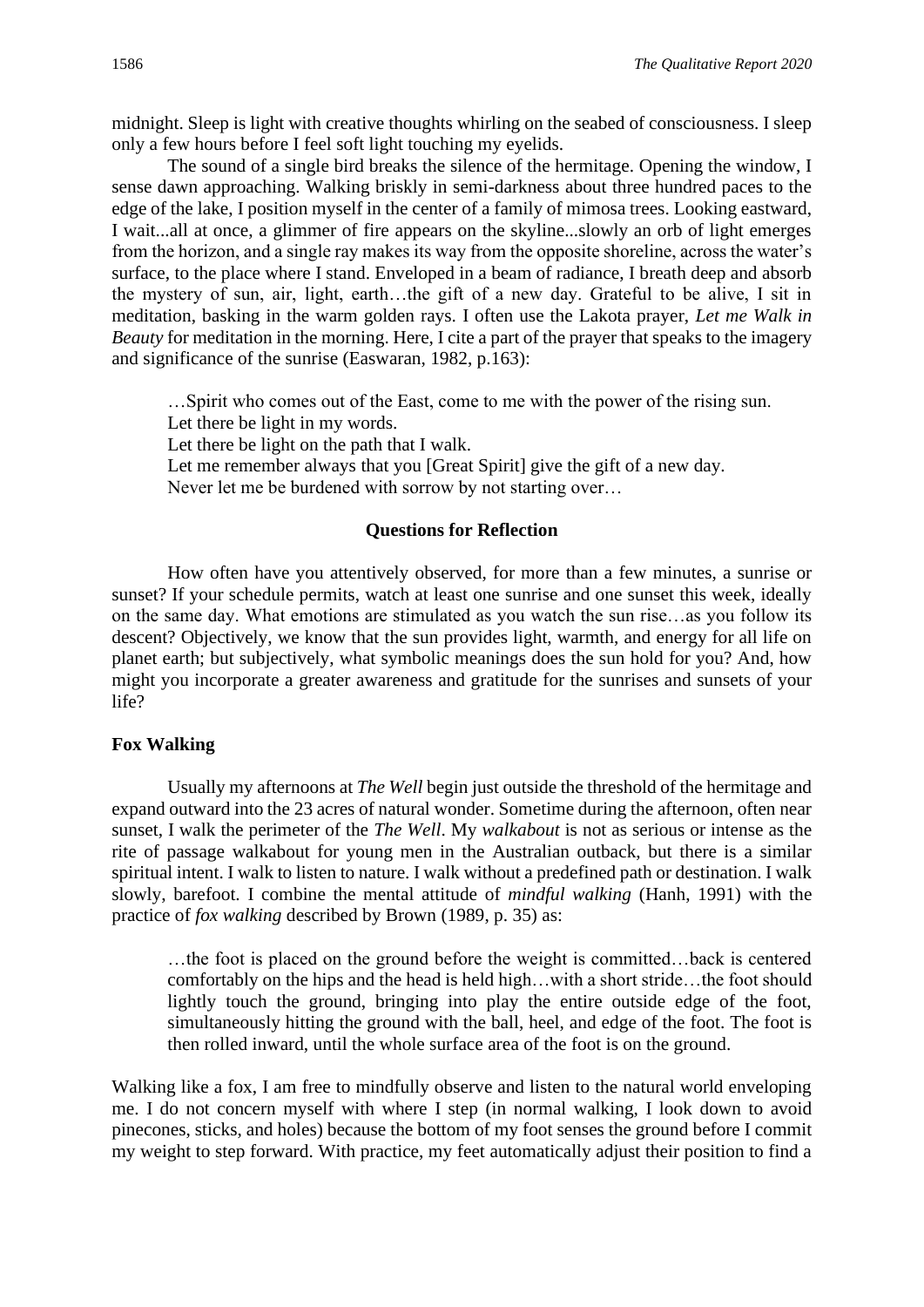midnight. Sleep is light with creative thoughts whirling on the seabed of consciousness. I sleep only a few hours before I feel soft light touching my eyelids.

The sound of a single bird breaks the silence of the hermitage. Opening the window, I sense dawn approaching. Walking briskly in semi-darkness about three hundred paces to the edge of the lake, I position myself in the center of a family of mimosa trees. Looking eastward, I wait...all at once, a glimmer of fire appears on the skyline...slowly an orb of light emerges from the horizon, and a single ray makes its way from the opposite shoreline, across the water's surface, to the place where I stand. Enveloped in a beam of radiance, I breath deep and absorb the mystery of sun, air, light, earth…the gift of a new day. Grateful to be alive, I sit in meditation, basking in the warm golden rays. I often use the Lakota prayer, *Let me Walk in Beauty* for meditation in the morning. Here, I cite a part of the prayer that speaks to the imagery and significance of the sunrise (Easwaran, 1982, p.163):

> …Spirit who comes out of the East, come to me with the power of the rising sun.
> Let there be light in my words.
> Let there be light on the path that I walk.
> Let me remember always that you [Great Spirit] give the gift of a new day.
> Never let me be burdened with sorrow by not starting over…

### Questions for Reflection

How often have you attentively observed, for more than a few minutes, a sunrise or sunset? If your schedule permits, watch at least one sunrise and one sunset this week, ideally on the same day. What emotions are stimulated as you watch the sun rise…as you follow its descent? Objectively, we know that the sun provides light, warmth, and energy for all life on planet earth; but subjectively, what symbolic meanings does the sun hold for you? And, how might you incorporate a greater awareness and gratitude for the sunrises and sunsets of your life?

### Fox Walking

Usually my afternoons at *The Well* begin just outside the threshold of the hermitage and expand outward into the 23 acres of natural wonder. Sometime during the afternoon, often near sunset, I walk the perimeter of the *The Well*. My *walkabout* is not as serious or intense as the rite of passage walkabout for young men in the Australian outback, but there is a similar spiritual intent. I walk to listen to nature. I walk without a predefined path or destination. I walk slowly, barefoot. I combine the mental attitude of *mindful walking* (Hanh, 1991) with the practice of *fox walking* described by Brown (1989, p. 35) as:

> …the foot is placed on the ground before the weight is committed…back is centered comfortably on the hips and the head is held high…with a short stride…the foot should lightly touch the ground, bringing into play the entire outside edge of the foot, simultaneously hitting the ground with the ball, heel, and edge of the foot. The foot is then rolled inward, until the whole surface area of the foot is on the ground.

Walking like a fox, I am free to mindfully observe and listen to the natural world enveloping me. I do not concern myself with where I step (in normal walking, I look down to avoid pinecones, sticks, and holes) because the bottom of my foot senses the ground before I commit my weight to step forward. With practice, my feet automatically adjust their position to find a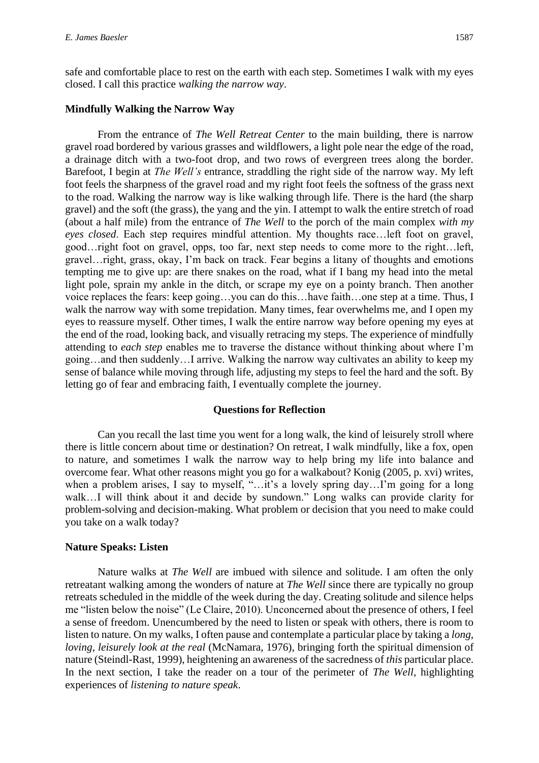safe and comfortable place to rest on the earth with each step. Sometimes I walk with my eyes closed. I call this practice *walking the narrow way*.

## Mindfully Walking the Narrow Way

From the entrance of *The Well Retreat Center* to the main building, there is narrow gravel road bordered by various grasses and wildflowers, a light pole near the edge of the road, a drainage ditch with a two-foot drop, and two rows of evergreen trees along the border. Barefoot, I begin at *The Well's* entrance, straddling the right side of the narrow way. My left foot feels the sharpness of the gravel road and my right foot feels the softness of the grass next to the road. Walking the narrow way is like walking through life. There is the hard (the sharp gravel) and the soft (the grass), the yang and the yin. I attempt to walk the entire stretch of road (about a half mile) from the entrance of *The Well* to the porch of the main complex *with my eyes closed*. Each step requires mindful attention. My thoughts race…left foot on gravel, good…right foot on gravel, opps, too far, next step needs to come more to the right…left, gravel…right, grass, okay, I'm back on track. Fear begins a litany of thoughts and emotions tempting me to give up: are there snakes on the road, what if I bang my head into the metal light pole, sprain my ankle in the ditch, or scrape my eye on a pointy branch. Then another voice replaces the fears: keep going…you can do this…have faith…one step at a time. Thus, I walk the narrow way with some trepidation. Many times, fear overwhelms me, and I open my eyes to reassure myself. Other times, I walk the entire narrow way before opening my eyes at the end of the road, looking back, and visually retracing my steps. The experience of mindfully attending to *each step* enables me to traverse the distance without thinking about where I'm going…and then suddenly…I arrive. Walking the narrow way cultivates an ability to keep my sense of balance while moving through life, adjusting my steps to feel the hard and the soft. By letting go of fear and embracing faith, I eventually complete the journey.

### Questions for Reflection

Can you recall the last time you went for a long walk, the kind of leisurely stroll where there is little concern about time or destination? On retreat, I walk mindfully, like a fox, open to nature, and sometimes I walk the narrow way to help bring my life into balance and overcome fear. What other reasons might you go for a walkabout? Konig (2005, p. xvi) writes, when a problem arises, I say to myself, "…it's a lovely spring day…I'm going for a long walk…I will think about it and decide by sundown." Long walks can provide clarity for problem-solving and decision-making. What problem or decision that you need to make could you take on a walk today?

## Nature Speaks: Listen

Nature walks at *The Well* are imbued with silence and solitude. I am often the only retreatant walking among the wonders of nature at *The Well* since there are typically no group retreats scheduled in the middle of the week during the day. Creating solitude and silence helps me "listen below the noise" (Le Claire, 2010). Unconcerned about the presence of others, I feel a sense of freedom. Unencumbered by the need to listen or speak with others, there is room to listen to nature. On my walks, I often pause and contemplate a particular place by taking a *long, loving, leisurely look at the real* (McNamara, 1976), bringing forth the spiritual dimension of nature (Steindl-Rast, 1999), heightening an awareness of the sacredness of *this* particular place. In the next section, I take the reader on a tour of the perimeter of *The Well,* highlighting experiences of *listening to nature speak*.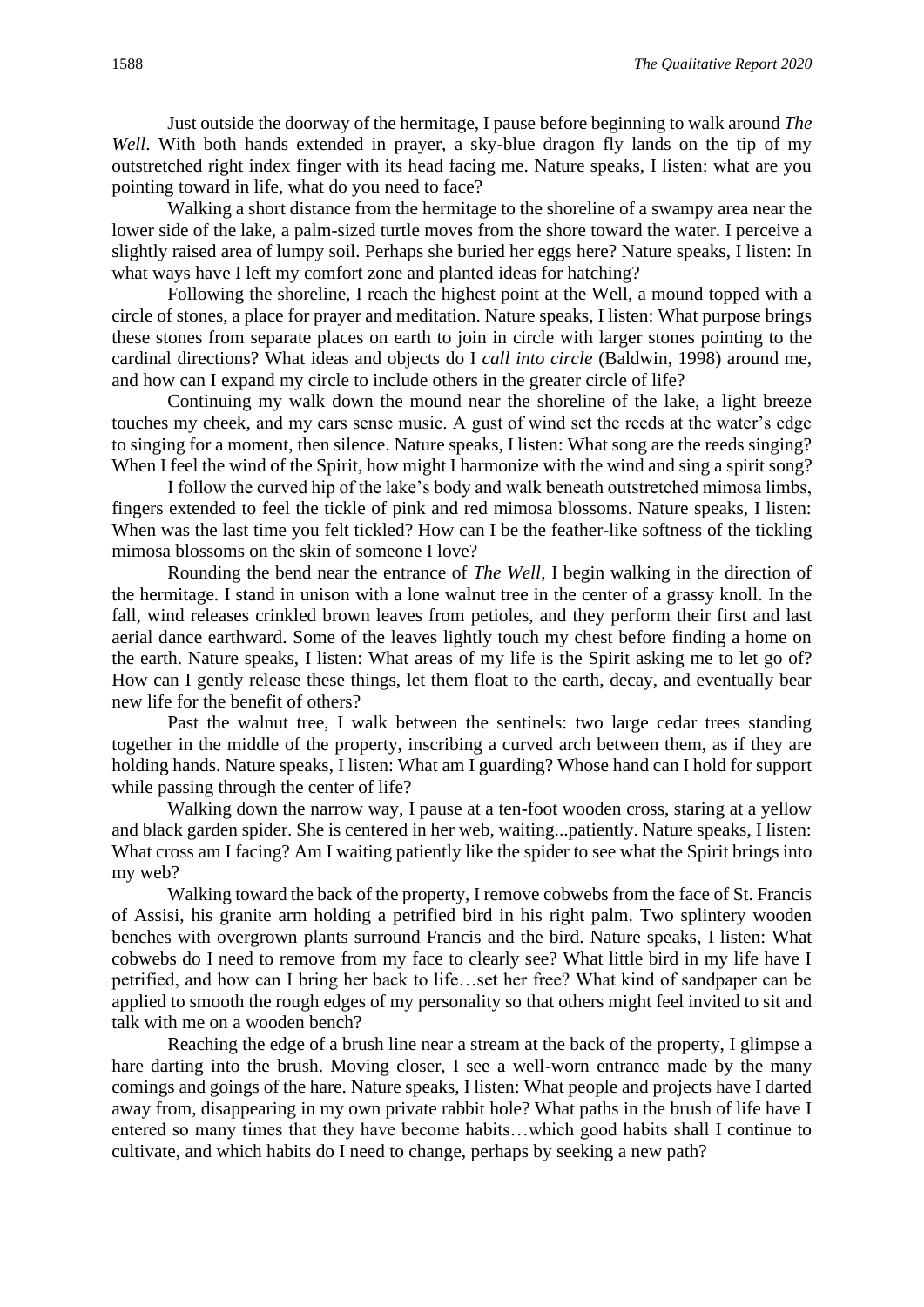Just outside the doorway of the hermitage, I pause before beginning to walk around *The Well*. With both hands extended in prayer, a sky-blue dragon fly lands on the tip of my outstretched right index finger with its head facing me. Nature speaks, I listen: what are you pointing toward in life, what do you need to face?

Walking a short distance from the hermitage to the shoreline of a swampy area near the lower side of the lake, a palm-sized turtle moves from the shore toward the water. I perceive a slightly raised area of lumpy soil. Perhaps she buried her eggs here? Nature speaks, I listen: In what ways have I left my comfort zone and planted ideas for hatching?

Following the shoreline, I reach the highest point at the Well, a mound topped with a circle of stones, a place for prayer and meditation. Nature speaks, I listen: What purpose brings these stones from separate places on earth to join in circle with larger stones pointing to the cardinal directions? What ideas and objects do I *call into circle* (Baldwin, 1998) around me, and how can I expand my circle to include others in the greater circle of life?

Continuing my walk down the mound near the shoreline of the lake, a light breeze touches my cheek, and my ears sense music. A gust of wind set the reeds at the water's edge to singing for a moment, then silence. Nature speaks, I listen: What song are the reeds singing? When I feel the wind of the Spirit, how might I harmonize with the wind and sing a spirit song?

I follow the curved hip of the lake's body and walk beneath outstretched mimosa limbs, fingers extended to feel the tickle of pink and red mimosa blossoms. Nature speaks, I listen: When was the last time you felt tickled? How can I be the feather-like softness of the tickling mimosa blossoms on the skin of someone I love?

Rounding the bend near the entrance of *The Well*, I begin walking in the direction of the hermitage. I stand in unison with a lone walnut tree in the center of a grassy knoll. In the fall, wind releases crinkled brown leaves from petioles, and they perform their first and last aerial dance earthward. Some of the leaves lightly touch my chest before finding a home on the earth. Nature speaks, I listen: What areas of my life is the Spirit asking me to let go of? How can I gently release these things, let them float to the earth, decay, and eventually bear new life for the benefit of others?

Past the walnut tree, I walk between the sentinels: two large cedar trees standing together in the middle of the property, inscribing a curved arch between them, as if they are holding hands. Nature speaks, I listen: What am I guarding? Whose hand can I hold for support while passing through the center of life?

Walking down the narrow way, I pause at a ten-foot wooden cross, staring at a yellow and black garden spider. She is centered in her web, waiting...patiently. Nature speaks, I listen: What cross am I facing? Am I waiting patiently like the spider to see what the Spirit brings into my web?

Walking toward the back of the property, I remove cobwebs from the face of St. Francis of Assisi, his granite arm holding a petrified bird in his right palm. Two splintery wooden benches with overgrown plants surround Francis and the bird. Nature speaks, I listen: What cobwebs do I need to remove from my face to clearly see? What little bird in my life have I petrified, and how can I bring her back to life…set her free? What kind of sandpaper can be applied to smooth the rough edges of my personality so that others might feel invited to sit and talk with me on a wooden bench?

Reaching the edge of a brush line near a stream at the back of the property, I glimpse a hare darting into the brush. Moving closer, I see a well-worn entrance made by the many comings and goings of the hare. Nature speaks, I listen: What people and projects have I darted away from, disappearing in my own private rabbit hole? What paths in the brush of life have I entered so many times that they have become habits…which good habits shall I continue to cultivate, and which habits do I need to change, perhaps by seeking a new path?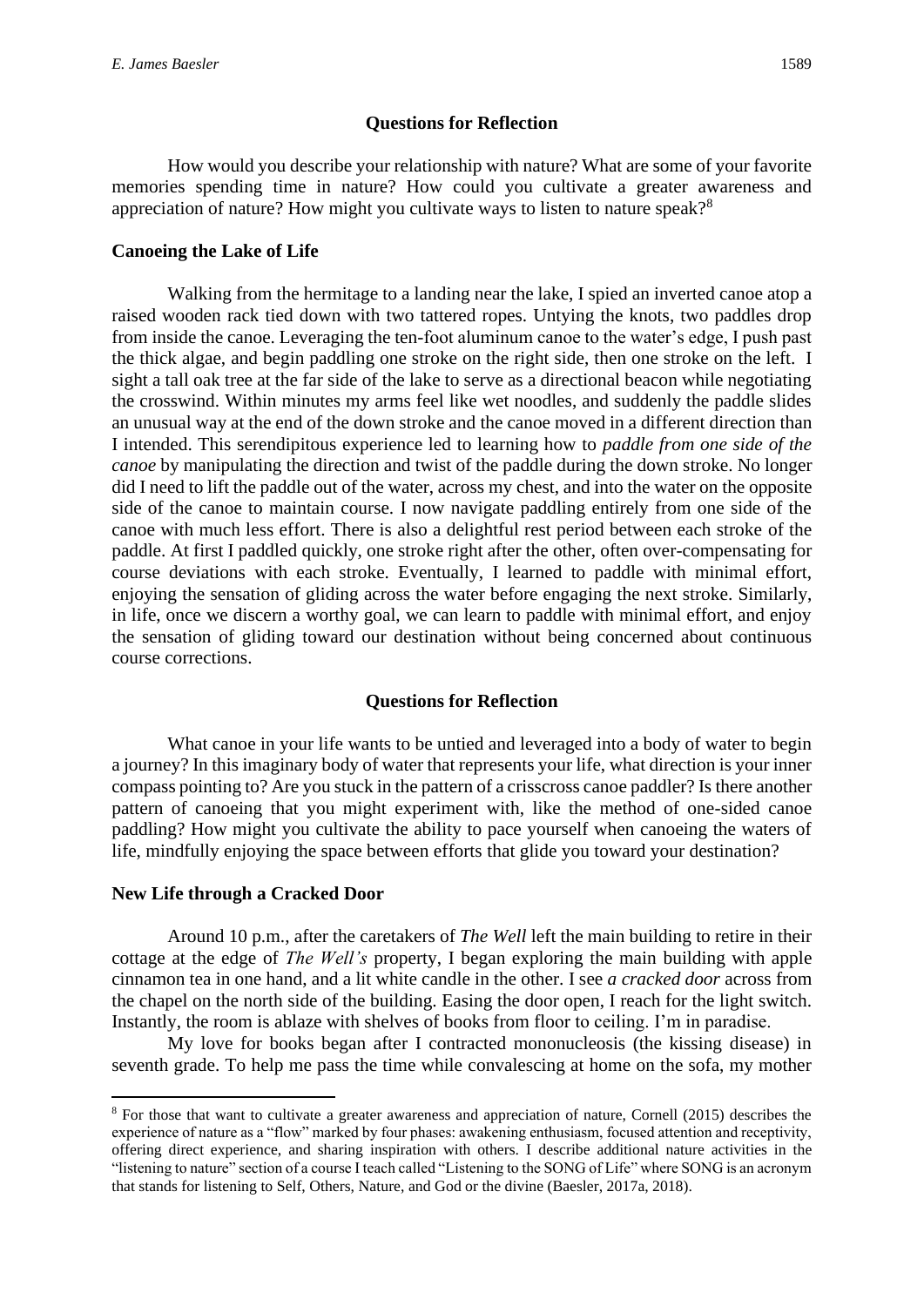### Questions for Reflection

How would you describe your relationship with nature? What are some of your favorite memories spending time in nature? How could you cultivate a greater awareness and appreciation of nature? How might you cultivate ways to listen to nature speak?[8]

### Canoeing the Lake of Life

Walking from the hermitage to a landing near the lake, I spied an inverted canoe atop a raised wooden rack tied down with two tattered ropes. Untying the knots, two paddles drop from inside the canoe. Leveraging the ten-foot aluminum canoe to the water's edge, I push past the thick algae, and begin paddling one stroke on the right side, then one stroke on the left. I sight a tall oak tree at the far side of the lake to serve as a directional beacon while negotiating the crosswind. Within minutes my arms feel like wet noodles, and suddenly the paddle slides an unusual way at the end of the down stroke and the canoe moved in a different direction than I intended. This serendipitous experience led to learning how to *paddle from one side of the canoe* by manipulating the direction and twist of the paddle during the down stroke. No longer did I need to lift the paddle out of the water, across my chest, and into the water on the opposite side of the canoe to maintain course. I now navigate paddling entirely from one side of the canoe with much less effort. There is also a delightful rest period between each stroke of the paddle. At first I paddled quickly, one stroke right after the other, often over-compensating for course deviations with each stroke. Eventually, I learned to paddle with minimal effort, enjoying the sensation of gliding across the water before engaging the next stroke. Similarly, in life, once we discern a worthy goal, we can learn to paddle with minimal effort, and enjoy the sensation of gliding toward our destination without being concerned about continuous course corrections.

### Questions for Reflection

What canoe in your life wants to be untied and leveraged into a body of water to begin a journey? In this imaginary body of water that represents your life, what direction is your inner compass pointing to? Are you stuck in the pattern of a crisscross canoe paddler? Is there another pattern of canoeing that you might experiment with, like the method of one-sided canoe paddling? How might you cultivate the ability to pace yourself when canoeing the waters of life, mindfully enjoying the space between efforts that glide you toward your destination?

### New Life through a Cracked Door

Around 10 p.m., after the caretakers of *The Well* left the main building to retire in their cottage at the edge of *The Well's* property, I began exploring the main building with apple cinnamon tea in one hand, and a lit white candle in the other. I see *a cracked door* across from the chapel on the north side of the building. Easing the door open, I reach for the light switch. Instantly, the room is ablaze with shelves of books from floor to ceiling. I'm in paradise.

My love for books began after I contracted mononucleosis (the kissing disease) in seventh grade. To help me pass the time while convalescing at home on the sofa, my mother

---

[8] For those that want to cultivate a greater awareness and appreciation of nature, Cornell (2015) describes the experience of nature as a "flow" marked by four phases: awakening enthusiasm, focused attention and receptivity, offering direct experience, and sharing inspiration with others. I describe additional nature activities in the "listening to nature" section of a course I teach called "Listening to the SONG of Life" where SONG is an acronym that stands for listening to Self, Others, Nature, and God or the divine (Baesler, 2017a, 2018).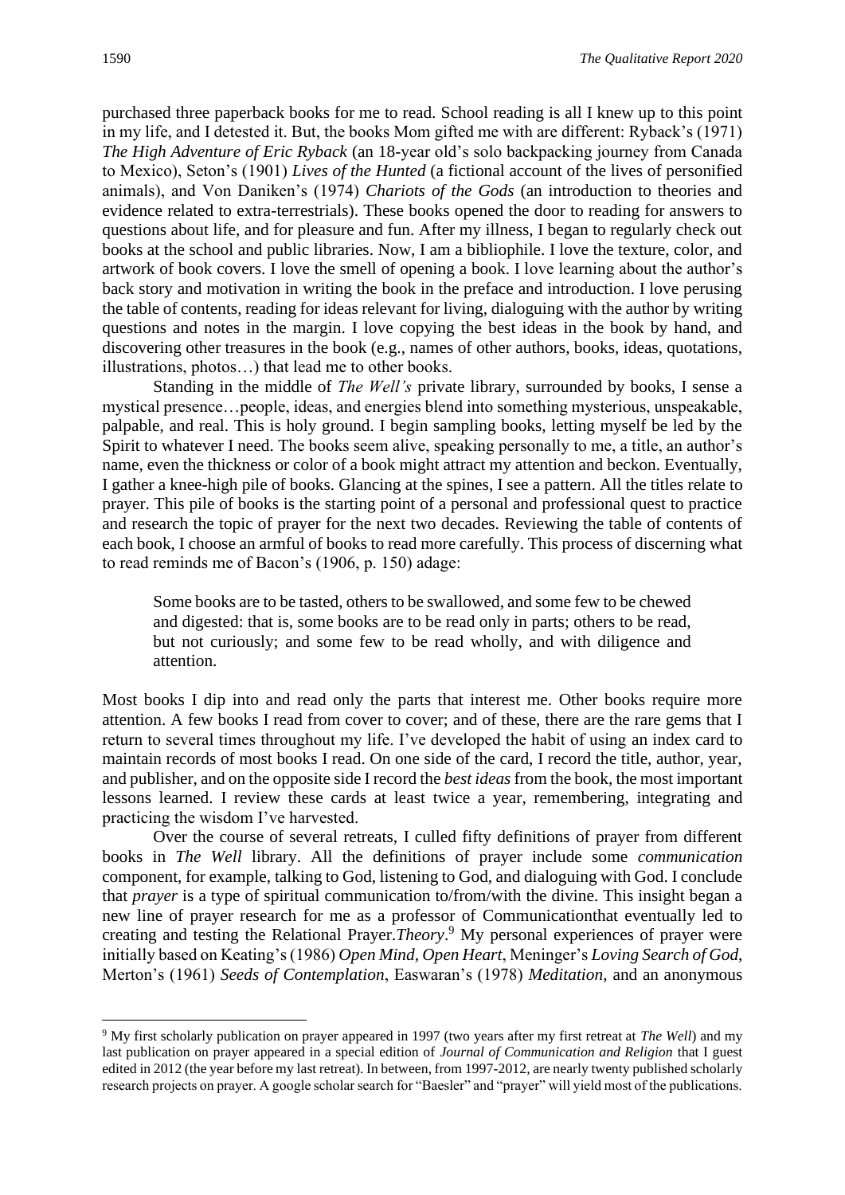purchased three paperback books for me to read. School reading is all I knew up to this point in my life, and I detested it. But, the books Mom gifted me with are different: Ryback's (1971) *The High Adventure of Eric Ryback* (an 18-year old's solo backpacking journey from Canada to Mexico), Seton's (1901) *Lives of the Hunted* (a fictional account of the lives of personified animals), and Von Daniken's (1974) *Chariots of the Gods* (an introduction to theories and evidence related to extra-terrestrials). These books opened the door to reading for answers to questions about life, and for pleasure and fun. After my illness, I began to regularly check out books at the school and public libraries. Now, I am a bibliophile. I love the texture, color, and artwork of book covers. I love the smell of opening a book. I love learning about the author's back story and motivation in writing the book in the preface and introduction. I love perusing the table of contents, reading for ideas relevant for living, dialoguing with the author by writing questions and notes in the margin. I love copying the best ideas in the book by hand, and discovering other treasures in the book (e.g., names of other authors, books, ideas, quotations, illustrations, photos…) that lead me to other books.

Standing in the middle of *The Well's* private library, surrounded by books, I sense a mystical presence…people, ideas, and energies blend into something mysterious, unspeakable, palpable, and real. This is holy ground. I begin sampling books, letting myself be led by the Spirit to whatever I need. The books seem alive, speaking personally to me, a title, an author's name, even the thickness or color of a book might attract my attention and beckon. Eventually, I gather a knee-high pile of books. Glancing at the spines, I see a pattern. All the titles relate to prayer. This pile of books is the starting point of a personal and professional quest to practice and research the topic of prayer for the next two decades. Reviewing the table of contents of each book, I choose an armful of books to read more carefully. This process of discerning what to read reminds me of Bacon's (1906, p. 150) adage:

> Some books are to be tasted, others to be swallowed, and some few to be chewed and digested: that is, some books are to be read only in parts; others to be read, but not curiously; and some few to be read wholly, and with diligence and attention.

Most books I dip into and read only the parts that interest me. Other books require more attention. A few books I read from cover to cover; and of these, there are the rare gems that I return to several times throughout my life. I've developed the habit of using an index card to maintain records of most books I read. On one side of the card, I record the title, author, year, and publisher, and on the opposite side I record the *best ideas* from the book, the most important lessons learned. I review these cards at least twice a year, remembering, integrating and practicing the wisdom I've harvested.

Over the course of several retreats, I culled fifty definitions of prayer from different books in *The Well* library. All the definitions of prayer include some *communication* component, for example, talking to God, listening to God, and dialoguing with God. I conclude that *prayer* is a type of spiritual communication to/from/with the divine. This insight began a new line of prayer research for me as a professor of Communicationthat eventually led to creating and testing the Relational Prayer.*Theory*.[9] My personal experiences of prayer were initially based on Keating's (1986) *Open Mind, Open Heart*, Meninger's *Loving Search of God*, Merton's (1961) *Seeds of Contemplation*, Easwaran's (1978) *Meditation*, and an anonymous

[9] My first scholarly publication on prayer appeared in 1997 (two years after my first retreat at *The Well*) and my last publication on prayer appeared in a special edition of *Journal of Communication and Religion* that I guest edited in 2012 (the year before my last retreat). In between, from 1997-2012, are nearly twenty published scholarly research projects on prayer. A google scholar search for "Baesler" and "prayer" will yield most of the publications.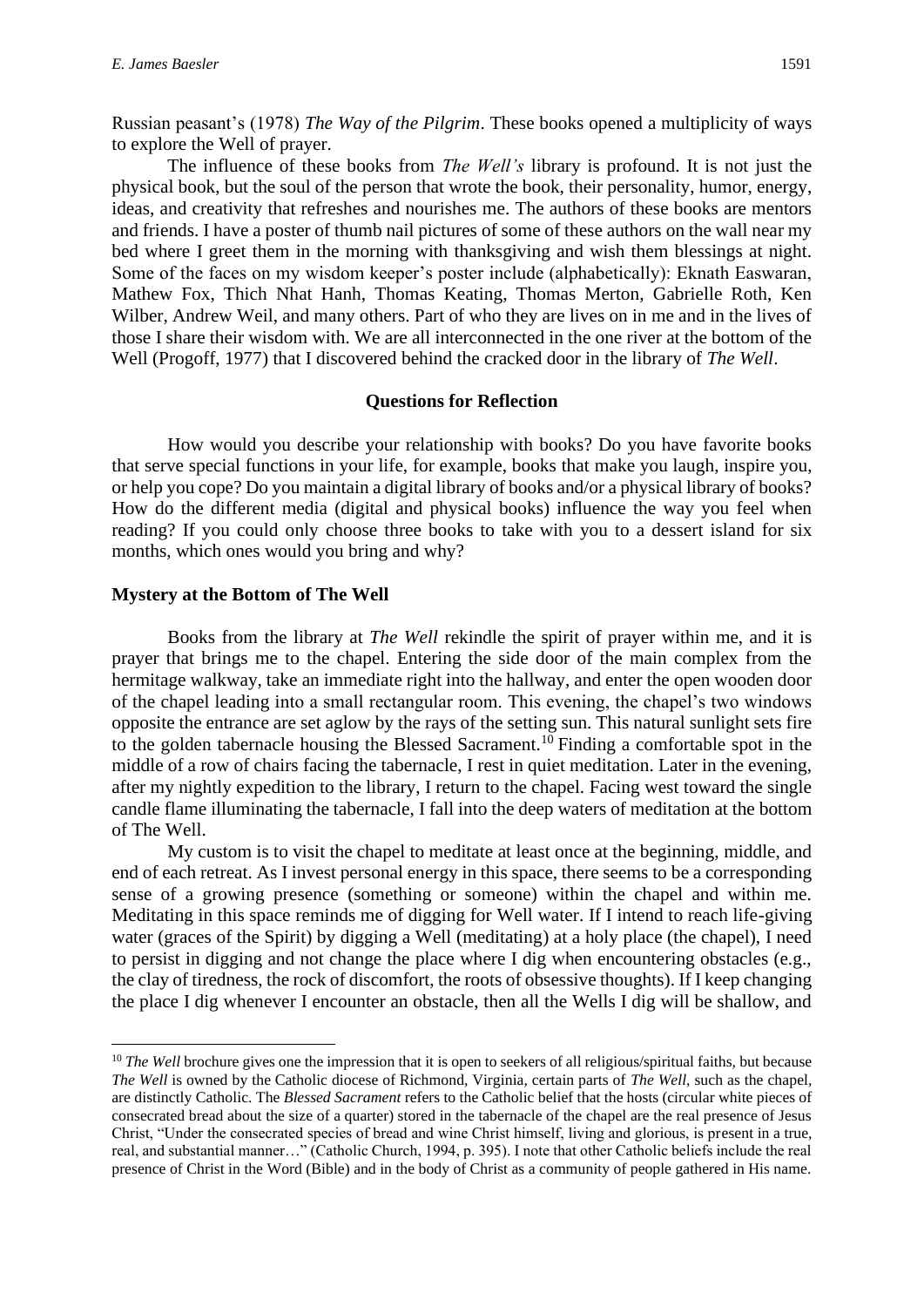Russian peasant's (1978) *The Way of the Pilgrim*. These books opened a multiplicity of ways to explore the Well of prayer.

The influence of these books from *The Well's* library is profound. It is not just the physical book, but the soul of the person that wrote the book, their personality, humor, energy, ideas, and creativity that refreshes and nourishes me. The authors of these books are mentors and friends. I have a poster of thumb nail pictures of some of these authors on the wall near my bed where I greet them in the morning with thanksgiving and wish them blessings at night. Some of the faces on my wisdom keeper's poster include (alphabetically): Eknath Easwaran, Mathew Fox, Thich Nhat Hanh, Thomas Keating, Thomas Merton, Gabrielle Roth, Ken Wilber, Andrew Weil, and many others. Part of who they are lives on in me and in the lives of those I share their wisdom with. We are all interconnected in the one river at the bottom of the Well (Progoff, 1977) that I discovered behind the cracked door in the library of *The Well*.

**Questions for Reflection**

How would you describe your relationship with books? Do you have favorite books that serve special functions in your life, for example, books that make you laugh, inspire you, or help you cope? Do you maintain a digital library of books and/or a physical library of books? How do the different media (digital and physical books) influence the way you feel when reading? If you could only choose three books to take with you to a dessert island for six months, which ones would you bring and why?

### Mystery at the Bottom of The Well

Books from the library at *The Well* rekindle the spirit of prayer within me, and it is prayer that brings me to the chapel. Entering the side door of the main complex from the hermitage walkway, take an immediate right into the hallway, and enter the open wooden door of the chapel leading into a small rectangular room. This evening, the chapel's two windows opposite the entrance are set aglow by the rays of the setting sun. This natural sunlight sets fire to the golden tabernacle housing the Blessed Sacrament.[10] Finding a comfortable spot in the middle of a row of chairs facing the tabernacle, I rest in quiet meditation. Later in the evening, after my nightly expedition to the library, I return to the chapel. Facing west toward the single candle flame illuminating the tabernacle, I fall into the deep waters of meditation at the bottom of The Well.

My custom is to visit the chapel to meditate at least once at the beginning, middle, and end of each retreat. As I invest personal energy in this space, there seems to be a corresponding sense of a growing presence (something or someone) within the chapel and within me. Meditating in this space reminds me of digging for Well water. If I intend to reach life-giving water (graces of the Spirit) by digging a Well (meditating) at a holy place (the chapel), I need to persist in digging and not change the place where I dig when encountering obstacles (e.g., the clay of tiredness, the rock of discomfort, the roots of obsessive thoughts). If I keep changing the place I dig whenever I encounter an obstacle, then all the Wells I dig will be shallow, and

---

[10] *The Well* brochure gives one the impression that it is open to seekers of all religious/spiritual faiths, but because *The Well* is owned by the Catholic diocese of Richmond, Virginia, certain parts of *The Well*, such as the chapel, are distinctly Catholic. The *Blessed Sacrament* refers to the Catholic belief that the hosts (circular white pieces of consecrated bread about the size of a quarter) stored in the tabernacle of the chapel are the real presence of Jesus Christ, "Under the consecrated species of bread and wine Christ himself, living and glorious, is present in a true, real, and substantial manner…" (Catholic Church, 1994, p. 395). I note that other Catholic beliefs include the real presence of Christ in the Word (Bible) and in the body of Christ as a community of people gathered in His name.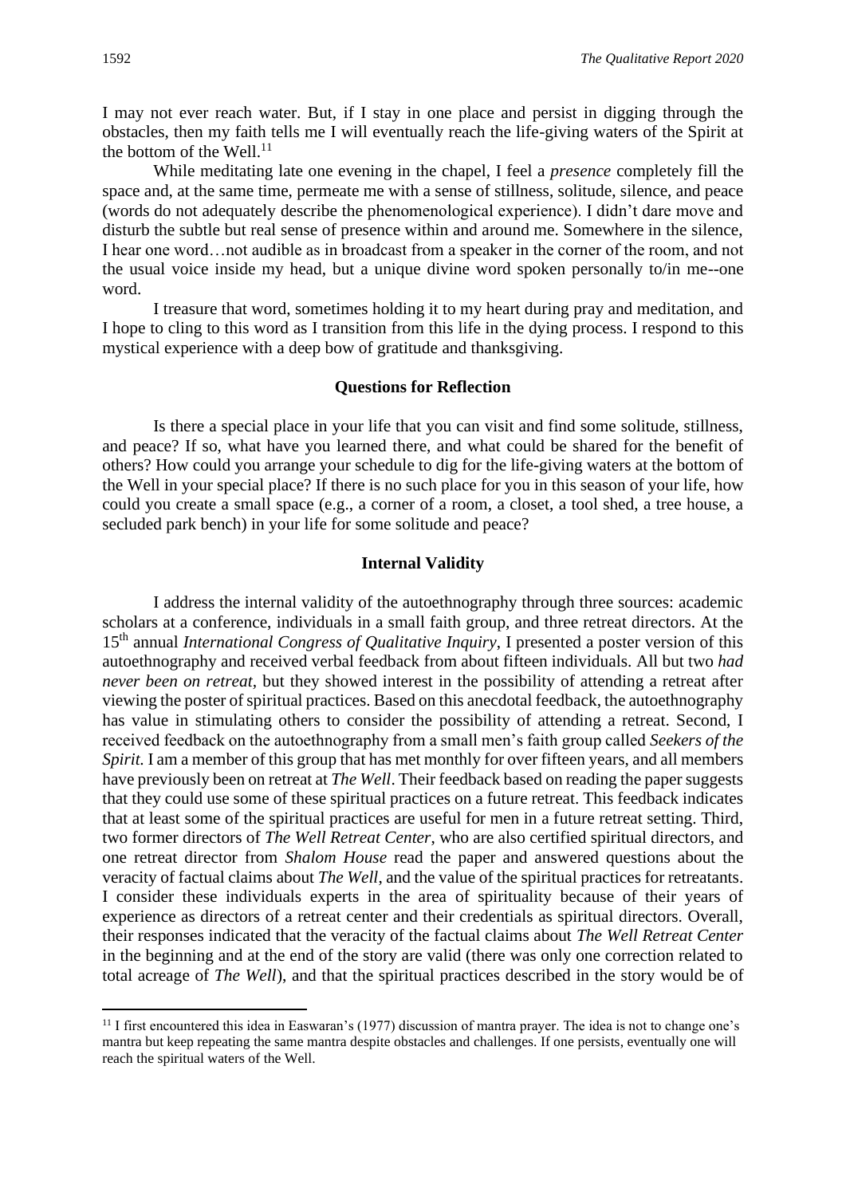I may not ever reach water. But, if I stay in one place and persist in digging through the obstacles, then my faith tells me I will eventually reach the life-giving waters of the Spirit at the bottom of the Well.[11]

While meditating late one evening in the chapel, I feel a *presence* completely fill the space and, at the same time, permeate me with a sense of stillness, solitude, silence, and peace (words do not adequately describe the phenomenological experience). I didn't dare move and disturb the subtle but real sense of presence within and around me. Somewhere in the silence, I hear one word…not audible as in broadcast from a speaker in the corner of the room, and not the usual voice inside my head, but a unique divine word spoken personally to/in me--one word.

I treasure that word, sometimes holding it to my heart during pray and meditation, and I hope to cling to this word as I transition from this life in the dying process. I respond to this mystical experience with a deep bow of gratitude and thanksgiving.

## Questions for Reflection

Is there a special place in your life that you can visit and find some solitude, stillness, and peace? If so, what have you learned there, and what could be shared for the benefit of others? How could you arrange your schedule to dig for the life-giving waters at the bottom of the Well in your special place? If there is no such place for you in this season of your life, how could you create a small space (e.g., a corner of a room, a closet, a tool shed, a tree house, a secluded park bench) in your life for some solitude and peace?

## Internal Validity

I address the internal validity of the autoethnography through three sources: academic scholars at a conference, individuals in a small faith group, and three retreat directors. At the 15th annual *International Congress of Qualitative Inquiry*, I presented a poster version of this autoethnography and received verbal feedback from about fifteen individuals. All but two *had never been on retreat*, but they showed interest in the possibility of attending a retreat after viewing the poster of spiritual practices. Based on this anecdotal feedback, the autoethnography has value in stimulating others to consider the possibility of attending a retreat. Second, I received feedback on the autoethnography from a small men's faith group called *Seekers of the Spirit.* I am a member of this group that has met monthly for over fifteen years, and all members have previously been on retreat at *The Well*. Their feedback based on reading the paper suggests that they could use some of these spiritual practices on a future retreat. This feedback indicates that at least some of the spiritual practices are useful for men in a future retreat setting. Third, two former directors of *The Well Retreat Center*, who are also certified spiritual directors, and one retreat director from *Shalom House* read the paper and answered questions about the veracity of factual claims about *The Well*, and the value of the spiritual practices for retreatants. I consider these individuals experts in the area of spirituality because of their years of experience as directors of a retreat center and their credentials as spiritual directors. Overall, their responses indicated that the veracity of the factual claims about *The Well Retreat Center* in the beginning and at the end of the story are valid (there was only one correction related to total acreage of *The Well*), and that the spiritual practices described in the story would be of

[11] I first encountered this idea in Easwaran's (1977) discussion of mantra prayer. The idea is not to change one's mantra but keep repeating the same mantra despite obstacles and challenges. If one persists, eventually one will reach the spiritual waters of the Well.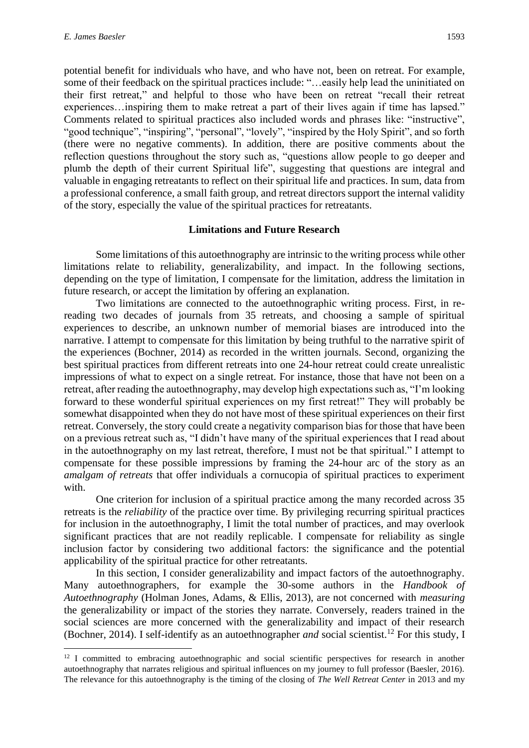potential benefit for individuals who have, and who have not, been on retreat. For example, some of their feedback on the spiritual practices include: "…easily help lead the uninitiated on their first retreat," and helpful to those who have been on retreat "recall their retreat experiences…inspiring them to make retreat a part of their lives again if time has lapsed." Comments related to spiritual practices also included words and phrases like: "instructive", "good technique", "inspiring", "personal", "lovely", "inspired by the Holy Spirit", and so forth (there were no negative comments). In addition, there are positive comments about the reflection questions throughout the story such as, "questions allow people to go deeper and plumb the depth of their current Spiritual life", suggesting that questions are integral and valuable in engaging retreatants to reflect on their spiritual life and practices. In sum, data from a professional conference, a small faith group, and retreat directors support the internal validity of the story, especially the value of the spiritual practices for retreatants.

## Limitations and Future Research

Some limitations of this autoethnography are intrinsic to the writing process while other limitations relate to reliability, generalizability, and impact. In the following sections, depending on the type of limitation, I compensate for the limitation, address the limitation in future research, or accept the limitation by offering an explanation.

Two limitations are connected to the autoethnographic writing process. First, in re-reading two decades of journals from 35 retreats, and choosing a sample of spiritual experiences to describe, an unknown number of memorial biases are introduced into the narrative. I attempt to compensate for this limitation by being truthful to the narrative spirit of the experiences (Bochner, 2014) as recorded in the written journals. Second, organizing the best spiritual practices from different retreats into one 24-hour retreat could create unrealistic impressions of what to expect on a single retreat. For instance, those that have not been on a retreat, after reading the autoethnography, may develop high expectations such as, "I'm looking forward to these wonderful spiritual experiences on my first retreat!" They will probably be somewhat disappointed when they do not have most of these spiritual experiences on their first retreat. Conversely, the story could create a negativity comparison bias for those that have been on a previous retreat such as, "I didn't have many of the spiritual experiences that I read about in the autoethnography on my last retreat, therefore, I must not be that spiritual." I attempt to compensate for these possible impressions by framing the 24-hour arc of the story as an *amalgam of retreats* that offer individuals a cornucopia of spiritual practices to experiment with.

One criterion for inclusion of a spiritual practice among the many recorded across 35 retreats is the *reliability* of the practice over time. By privileging recurring spiritual practices for inclusion in the autoethnography, I limit the total number of practices, and may overlook significant practices that are not readily replicable. I compensate for reliability as single inclusion factor by considering two additional factors: the significance and the potential applicability of the spiritual practice for other retreatants.

In this section, I consider generalizability and impact factors of the autoethnography. Many autoethnographers, for example the 30-some authors in the *Handbook of Autoethnography* (Holman Jones, Adams, & Ellis, 2013), are not concerned with *measuring* the generalizability or impact of the stories they narrate. Conversely, readers trained in the social sciences are more concerned with the generalizability and impact of their research (Bochner, 2014). I self-identify as an autoethnographer *and* social scientist.[12] For this study, I

---

[12] I committed to embracing autoethnographic and social scientific perspectives for research in another autoethnography that narrates religious and spiritual influences on my journey to full professor (Baesler, 2016). The relevance for this autoethnography is the timing of the closing of *The Well Retreat Center* in 2013 and my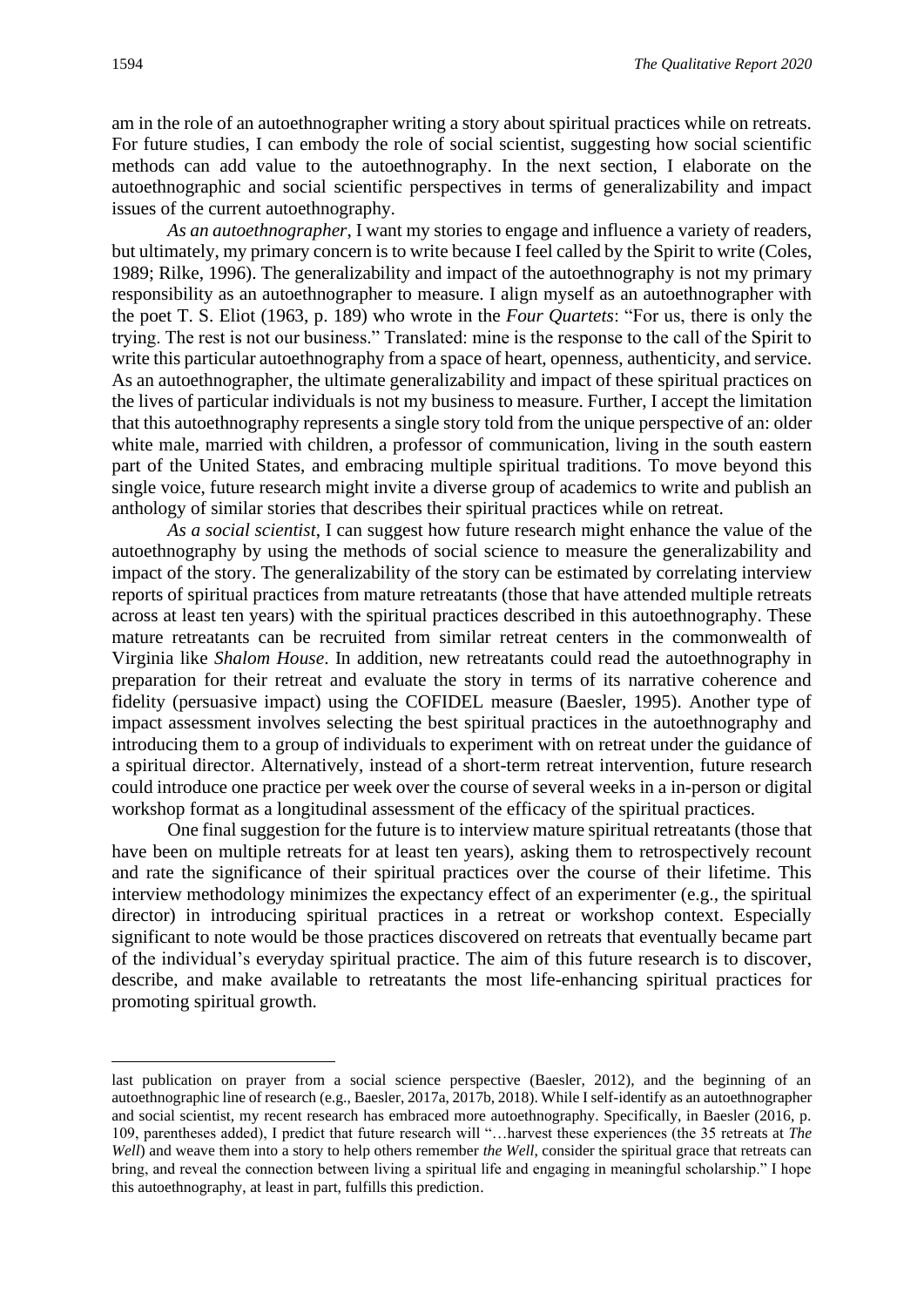am in the role of an autoethnographer writing a story about spiritual practices while on retreats. For future studies, I can embody the role of social scientist, suggesting how social scientific methods can add value to the autoethnography. In the next section, I elaborate on the autoethnographic and social scientific perspectives in terms of generalizability and impact issues of the current autoethnography.

*As an autoethnographer*, I want my stories to engage and influence a variety of readers, but ultimately, my primary concern is to write because I feel called by the Spirit to write (Coles, 1989; Rilke, 1996). The generalizability and impact of the autoethnography is not my primary responsibility as an autoethnographer to measure. I align myself as an autoethnographer with the poet T. S. Eliot (1963, p. 189) who wrote in the *Four Quartets*: "For us, there is only the trying. The rest is not our business." Translated: mine is the response to the call of the Spirit to write this particular autoethnography from a space of heart, openness, authenticity, and service. As an autoethnographer, the ultimate generalizability and impact of these spiritual practices on the lives of particular individuals is not my business to measure. Further, I accept the limitation that this autoethnography represents a single story told from the unique perspective of an: older white male, married with children, a professor of communication, living in the south eastern part of the United States, and embracing multiple spiritual traditions. To move beyond this single voice, future research might invite a diverse group of academics to write and publish an anthology of similar stories that describes their spiritual practices while on retreat.

*As a social scientist*, I can suggest how future research might enhance the value of the autoethnography by using the methods of social science to measure the generalizability and impact of the story. The generalizability of the story can be estimated by correlating interview reports of spiritual practices from mature retreatants (those that have attended multiple retreats across at least ten years) with the spiritual practices described in this autoethnography. These mature retreatants can be recruited from similar retreat centers in the commonwealth of Virginia like *Shalom House*. In addition, new retreatants could read the autoethnography in preparation for their retreat and evaluate the story in terms of its narrative coherence and fidelity (persuasive impact) using the COFIDEL measure (Baesler, 1995). Another type of impact assessment involves selecting the best spiritual practices in the autoethnography and introducing them to a group of individuals to experiment with on retreat under the guidance of a spiritual director. Alternatively, instead of a short-term retreat intervention, future research could introduce one practice per week over the course of several weeks in a in-person or digital workshop format as a longitudinal assessment of the efficacy of the spiritual practices.

One final suggestion for the future is to interview mature spiritual retreatants (those that have been on multiple retreats for at least ten years), asking them to retrospectively recount and rate the significance of their spiritual practices over the course of their lifetime. This interview methodology minimizes the expectancy effect of an experimenter (e.g., the spiritual director) in introducing spiritual practices in a retreat or workshop context. Especially significant to note would be those practices discovered on retreats that eventually became part of the individual's everyday spiritual practice. The aim of this future research is to discover, describe, and make available to retreatants the most life-enhancing spiritual practices for promoting spiritual growth.

---

last publication on prayer from a social science perspective (Baesler, 2012), and the beginning of an autoethnographic line of research (e.g., Baesler, 2017a, 2017b, 2018). While I self-identify as an autoethnographer and social scientist, my recent research has embraced more autoethnography. Specifically, in Baesler (2016, p. 109, parentheses added), I predict that future research will "…harvest these experiences (the 35 retreats at *The Well*) and weave them into a story to help others remember *the Well*, consider the spiritual grace that retreats can bring, and reveal the connection between living a spiritual life and engaging in meaningful scholarship." I hope this autoethnography, at least in part, fulfills this prediction.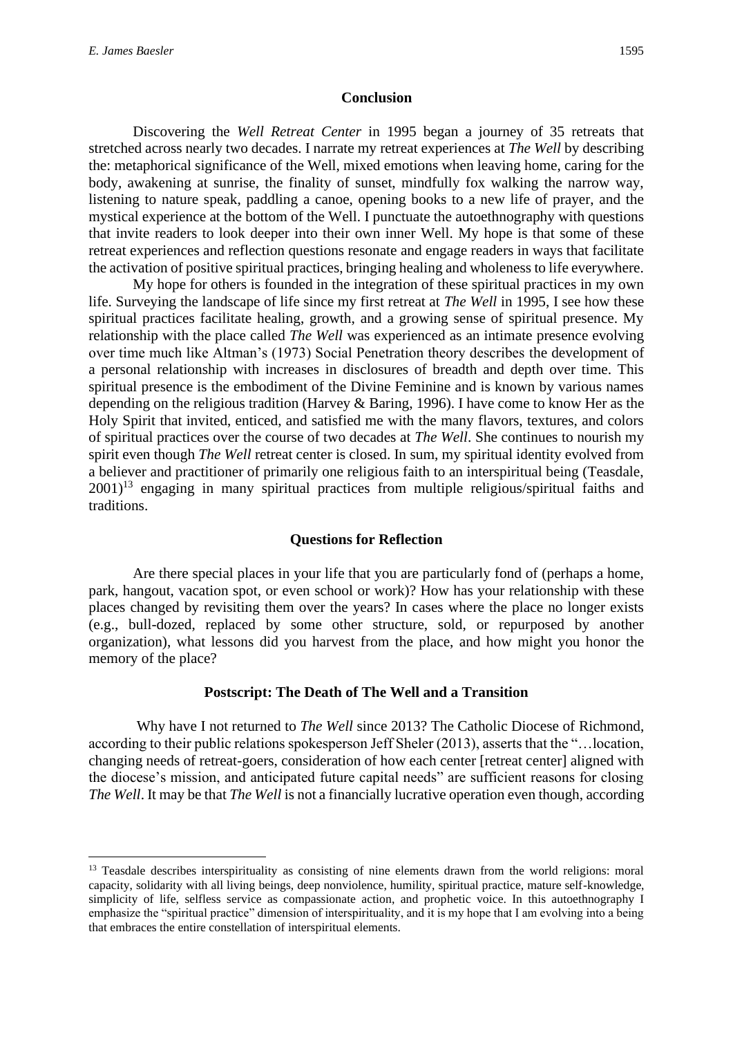## Conclusion

Discovering the *Well Retreat Center* in 1995 began a journey of 35 retreats that stretched across nearly two decades. I narrate my retreat experiences at *The Well* by describing the: metaphorical significance of the Well, mixed emotions when leaving home, caring for the body, awakening at sunrise, the finality of sunset, mindfully fox walking the narrow way, listening to nature speak, paddling a canoe, opening books to a new life of prayer, and the mystical experience at the bottom of the Well. I punctuate the autoethnography with questions that invite readers to look deeper into their own inner Well. My hope is that some of these retreat experiences and reflection questions resonate and engage readers in ways that facilitate the activation of positive spiritual practices, bringing healing and wholeness to life everywhere.

My hope for others is founded in the integration of these spiritual practices in my own life. Surveying the landscape of life since my first retreat at *The Well* in 1995, I see how these spiritual practices facilitate healing, growth, and a growing sense of spiritual presence. My relationship with the place called *The Well* was experienced as an intimate presence evolving over time much like Altman's (1973) Social Penetration theory describes the development of a personal relationship with increases in disclosures of breadth and depth over time. This spiritual presence is the embodiment of the Divine Feminine and is known by various names depending on the religious tradition (Harvey & Baring, 1996). I have come to know Her as the Holy Spirit that invited, enticed, and satisfied me with the many flavors, textures, and colors of spiritual practices over the course of two decades at *The Well*. She continues to nourish my spirit even though *The Well* retreat center is closed. In sum, my spiritual identity evolved from a believer and practitioner of primarily one religious faith to an interspiritual being (Teasdale, 2001)[13] engaging in many spiritual practices from multiple religious/spiritual faiths and traditions.

## Questions for Reflection

Are there special places in your life that you are particularly fond of (perhaps a home, park, hangout, vacation spot, or even school or work)? How has your relationship with these places changed by revisiting them over the years? In cases where the place no longer exists (e.g., bull-dozed, replaced by some other structure, sold, or repurposed by another organization), what lessons did you harvest from the place, and how might you honor the memory of the place?

## Postscript: The Death of The Well and a Transition

Why have I not returned to *The Well* since 2013? The Catholic Diocese of Richmond, according to their public relations spokesperson Jeff Sheler (2013), asserts that the "…location, changing needs of retreat-goers, consideration of how each center [retreat center] aligned with the diocese's mission, and anticipated future capital needs" are sufficient reasons for closing *The Well*. It may be that *The Well* is not a financially lucrative operation even though, according

---

[13] Teasdale describes interspirituality as consisting of nine elements drawn from the world religions: moral capacity, solidarity with all living beings, deep nonviolence, humility, spiritual practice, mature self-knowledge, simplicity of life, selfless service as compassionate action, and prophetic voice. In this autoethnography I emphasize the "spiritual practice" dimension of interspirituality, and it is my hope that I am evolving into a being that embraces the entire constellation of interspiritual elements.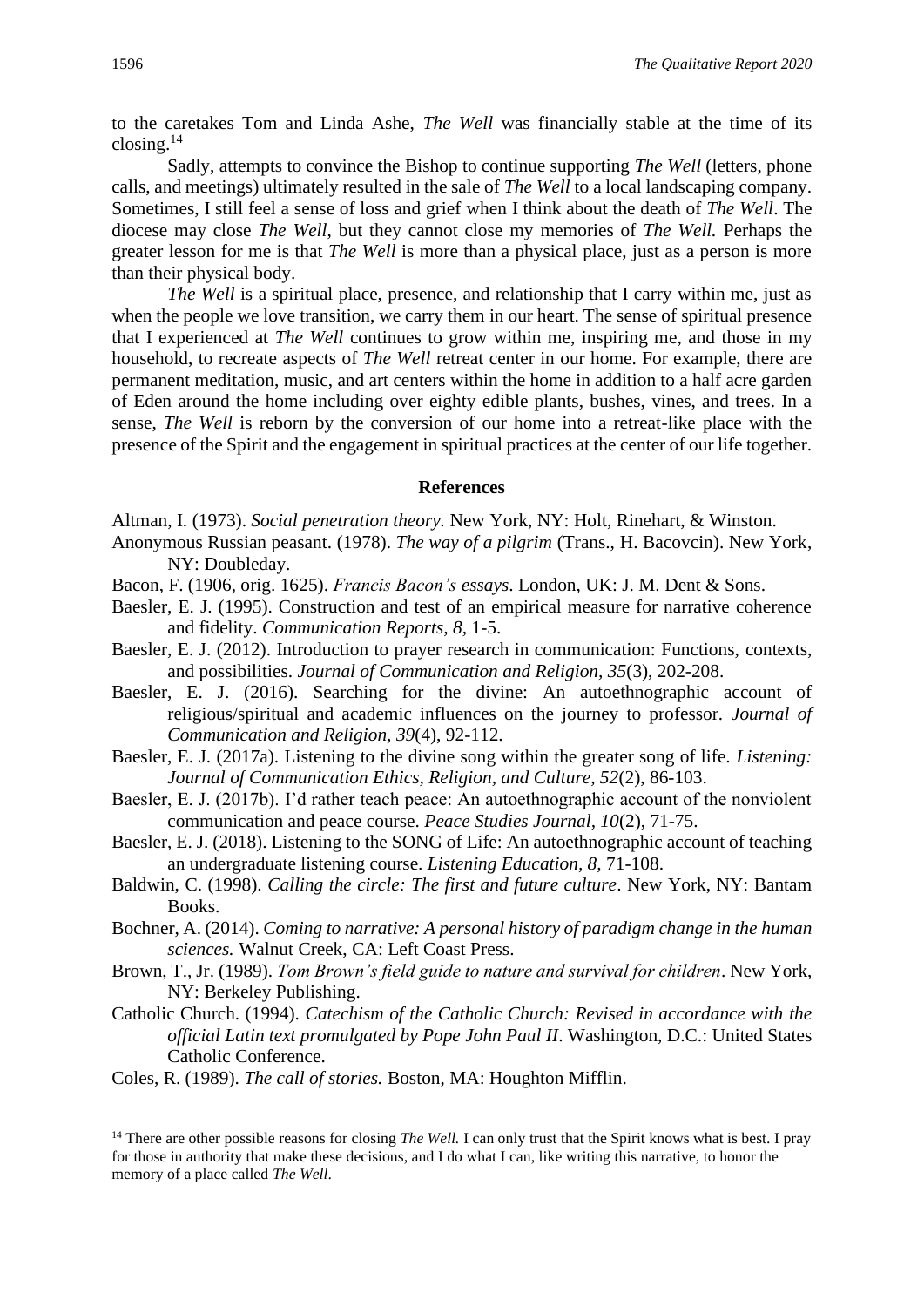to the caretakes Tom and Linda Ashe, *The Well* was financially stable at the time of its closing.[14]

Sadly, attempts to convince the Bishop to continue supporting *The Well* (letters, phone calls, and meetings) ultimately resulted in the sale of *The Well* to a local landscaping company. Sometimes, I still feel a sense of loss and grief when I think about the death of *The Well*. The diocese may close *The Well*, but they cannot close my memories of *The Well.* Perhaps the greater lesson for me is that *The Well* is more than a physical place, just as a person is more than their physical body.

*The Well* is a spiritual place, presence, and relationship that I carry within me, just as when the people we love transition, we carry them in our heart. The sense of spiritual presence that I experienced at *The Well* continues to grow within me, inspiring me, and those in my household, to recreate aspects of *The Well* retreat center in our home. For example, there are permanent meditation, music, and art centers within the home in addition to a half acre garden of Eden around the home including over eighty edible plants, bushes, vines, and trees. In a sense, *The Well* is reborn by the conversion of our home into a retreat-like place with the presence of the Spirit and the engagement in spiritual practices at the center of our life together.

## References

Altman, I. (1973). *Social penetration theory.* New York, NY: Holt, Rinehart, & Winston.

Anonymous Russian peasant. (1978). *The way of a pilgrim* (Trans., H. Bacovcin). New York, NY: Doubleday.

Bacon, F. (1906, orig. 1625). *Francis Bacon's essays*. London, UK: J. M. Dent & Sons.

Baesler, E. J. (1995). Construction and test of an empirical measure for narrative coherence and fidelity. *Communication Reports, 8,* 1-5.

Baesler, E. J. (2012). Introduction to prayer research in communication: Functions, contexts, and possibilities. *Journal of Communication and Religion, 35*(3), 202-208.

Baesler, E. J. (2016). Searching for the divine: An autoethnographic account of religious/spiritual and academic influences on the journey to professor. *Journal of Communication and Religion, 39*(4), 92-112.

Baesler, E. J. (2017a). Listening to the divine song within the greater song of life. *Listening: Journal of Communication Ethics, Religion, and Culture, 52*(2), 86-103.

Baesler, E. J. (2017b). I'd rather teach peace: An autoethnographic account of the nonviolent communication and peace course. *Peace Studies Journal, 10*(2), 71-75.

Baesler, E. J. (2018). Listening to the SONG of Life: An autoethnographic account of teaching an undergraduate listening course. *Listening Education, 8,* 71-108.

Baldwin, C. (1998). *Calling the circle: The first and future culture*. New York, NY: Bantam Books.

Bochner, A. (2014). *Coming to narrative: A personal history of paradigm change in the human sciences.* Walnut Creek, CA: Left Coast Press.

Brown, T., Jr. (1989). *Tom Brown's field guide to nature and survival for children*. New York, NY: Berkeley Publishing.

Catholic Church. (1994). *Catechism of the Catholic Church: Revised in accordance with the official Latin text promulgated by Pope John Paul II*. Washington, D.C.: United States Catholic Conference.

Coles, R. (1989). *The call of stories.* Boston, MA: Houghton Mifflin.

---

[14] There are other possible reasons for closing *The Well.* I can only trust that the Spirit knows what is best. I pray for those in authority that make these decisions, and I do what I can, like writing this narrative, to honor the memory of a place called *The Well*.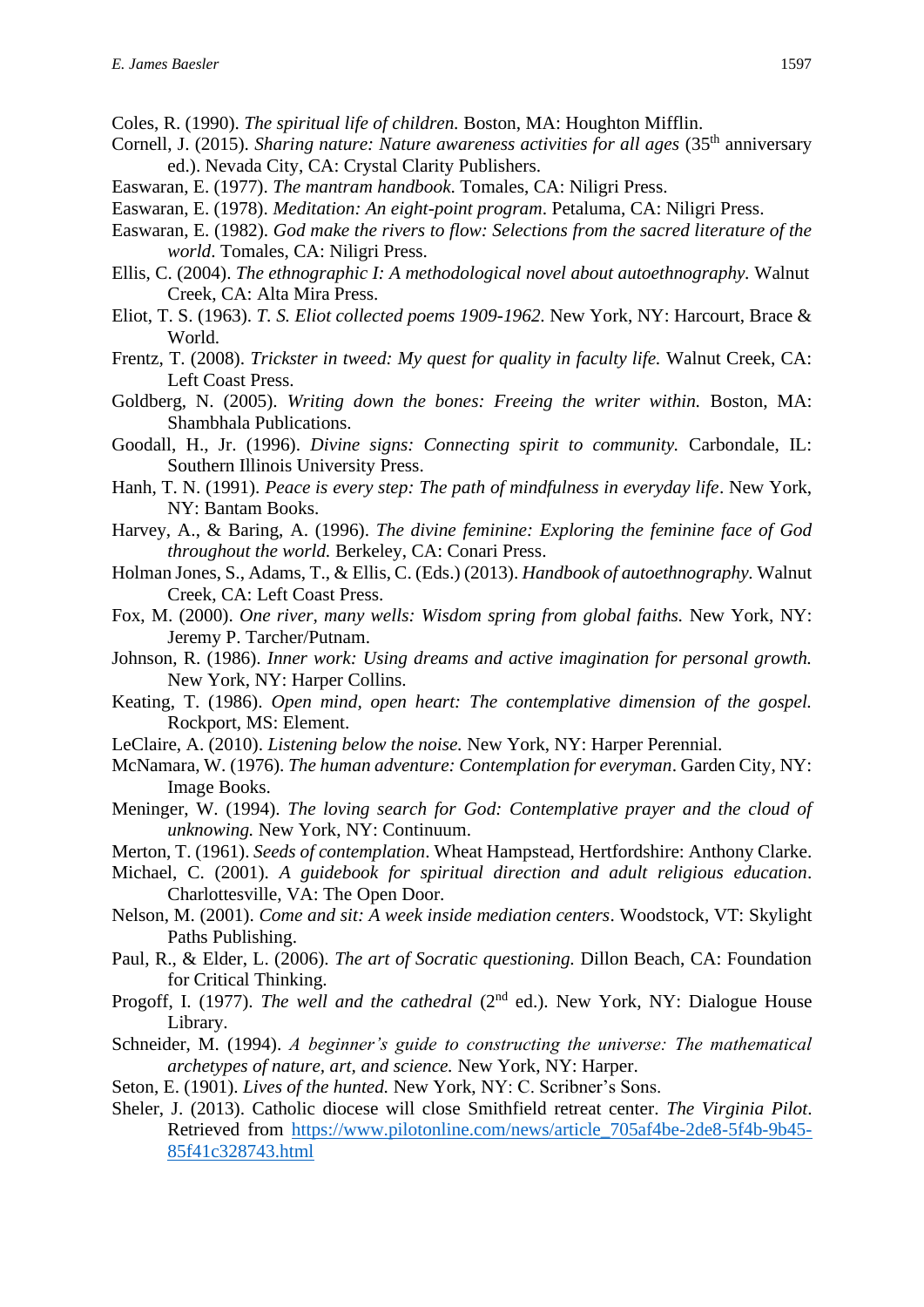Coles, R. (1990). *The spiritual life of children.* Boston, MA: Houghton Mifflin.

Cornell, J. (2015). *Sharing nature: Nature awareness activities for all ages* (35th anniversary ed.). Nevada City, CA: Crystal Clarity Publishers.

Easwaran, E. (1977). *The mantram handbook*. Tomales, CA: Niligri Press.

Easwaran, E. (1978). *Meditation: An eight-point program*. Petaluma, CA: Niligri Press.

Easwaran, E. (1982). *God make the rivers to flow: Selections from the sacred literature of the world*. Tomales, CA: Niligri Press.

Ellis, C. (2004). *The ethnographic I: A methodological novel about autoethnography.* Walnut Creek, CA: Alta Mira Press.

Eliot, T. S. (1963). *T. S. Eliot collected poems 1909-1962.* New York, NY: Harcourt, Brace & World.

Frentz, T. (2008). *Trickster in tweed: My quest for quality in faculty life.* Walnut Creek, CA: Left Coast Press.

Goldberg, N. (2005). *Writing down the bones: Freeing the writer within.* Boston, MA: Shambhala Publications.

Goodall, H., Jr. (1996). *Divine signs: Connecting spirit to community.* Carbondale, IL: Southern Illinois University Press.

Hanh, T. N. (1991). *Peace is every step: The path of mindfulness in everyday life*. New York, NY: Bantam Books.

Harvey, A., & Baring, A. (1996). *The divine feminine: Exploring the feminine face of God throughout the world.* Berkeley, CA: Conari Press.

Holman Jones, S., Adams, T., & Ellis, C. (Eds.) (2013). *Handbook of autoethnography*. Walnut Creek, CA: Left Coast Press.

Fox, M. (2000). *One river, many wells: Wisdom spring from global faiths.* New York, NY: Jeremy P. Tarcher/Putnam.

Johnson, R. (1986). *Inner work: Using dreams and active imagination for personal growth.* New York, NY: Harper Collins.

Keating, T. (1986). *Open mind, open heart: The contemplative dimension of the gospel.* Rockport, MS: Element.

LeClaire, A. (2010). *Listening below the noise.* New York, NY: Harper Perennial.

McNamara, W. (1976). *The human adventure: Contemplation for everyman*. Garden City, NY: Image Books.

Meninger, W. (1994). *The loving search for God: Contemplative prayer and the cloud of unknowing.* New York, NY: Continuum.

Merton, T. (1961). *Seeds of contemplation*. Wheat Hampstead, Hertfordshire: Anthony Clarke.

Michael, C. (2001). *A guidebook for spiritual direction and adult religious education*. Charlottesville, VA: The Open Door.

Nelson, M. (2001). *Come and sit: A week inside mediation centers*. Woodstock, VT: Skylight Paths Publishing.

Paul, R., & Elder, L. (2006). *The art of Socratic questioning.* Dillon Beach, CA: Foundation for Critical Thinking.

Progoff, I. (1977). *The well and the cathedral* (2nd ed.). New York, NY: Dialogue House Library.

Schneider, M. (1994). *A beginner's guide to constructing the universe: The mathematical archetypes of nature, art, and science.* New York, NY: Harper.

Seton, E. (1901). *Lives of the hunted.* New York, NY: C. Scribner's Sons.

Sheler, J. (2013). Catholic diocese will close Smithfield retreat center. *The Virginia Pilot*. Retrieved from https://www.pilotonline.com/news/article_705af4be-2de8-5f4b-9b45-85f41c328743.html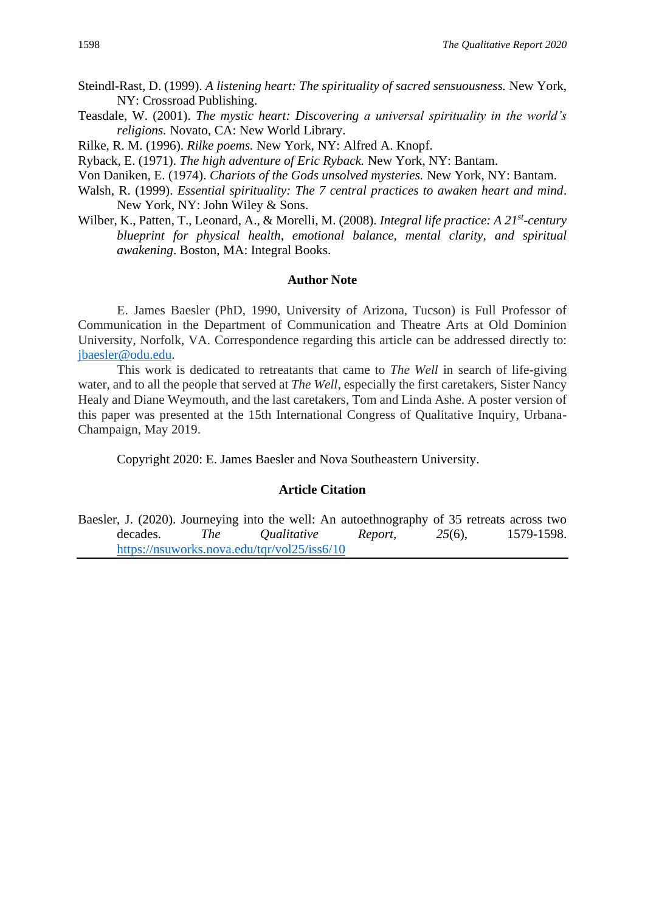Steindl-Rast, D. (1999). *A listening heart: The spirituality of sacred sensuousness.* New York, NY: Crossroad Publishing.

Teasdale, W. (2001). *The mystic heart: Discovering a universal spirituality in the world's religions.* Novato, CA: New World Library.

Rilke, R. M. (1996). *Rilke poems.* New York, NY: Alfred A. Knopf.

Ryback, E. (1971). *The high adventure of Eric Ryback.* New York, NY: Bantam.

Von Daniken, E. (1974). *Chariots of the Gods unsolved mysteries.* New York, NY: Bantam.

Walsh, R. (1999). *Essential spirituality: The 7 central practices to awaken heart and mind*. New York, NY: John Wiley & Sons.

Wilber, K., Patten, T., Leonard, A., & Morelli, M. (2008). *Integral life practice: A 21st-century blueprint for physical health, emotional balance, mental clarity, and spiritual awakening*. Boston, MA: Integral Books.

## Author Note

E. James Baesler (PhD, 1990, University of Arizona, Tucson) is Full Professor of Communication in the Department of Communication and Theatre Arts at Old Dominion University, Norfolk, VA. Correspondence regarding this article can be addressed directly to: jbaesler@odu.edu.

This work is dedicated to retreatants that came to *The Well* in search of life-giving water, and to all the people that served at *The Well*, especially the first caretakers, Sister Nancy Healy and Diane Weymouth, and the last caretakers, Tom and Linda Ashe. A poster version of this paper was presented at the 15th International Congress of Qualitative Inquiry, Urbana-Champaign, May 2019.

Copyright 2020: E. James Baesler and Nova Southeastern University.

## Article Citation

Baesler, J. (2020). Journeying into the well: An autoethnography of 35 retreats across two decades. *The Qualitative Report, 25*(6), 1579-1598. https://nsuworks.nova.edu/tqr/vol25/iss6/10